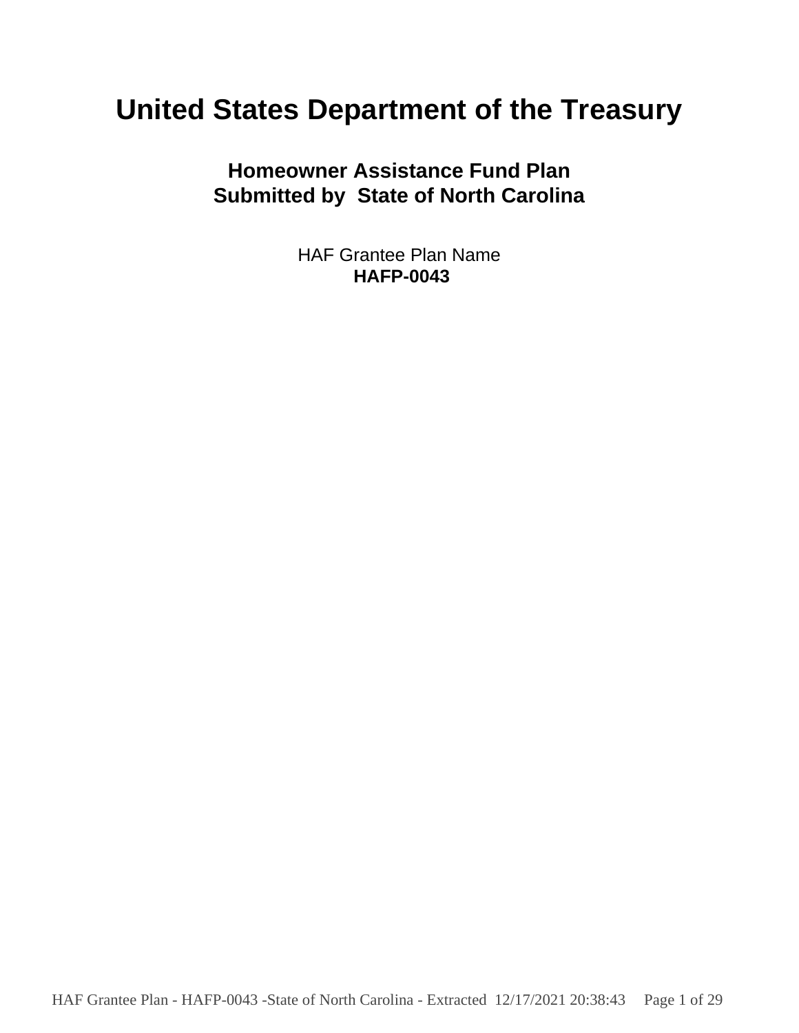# United States Department of the Treasury

## Homeowner Assistance Fund Plan
## Submitted by State of North Carolina

HAF Grantee Plan Name
**HAFP-0043**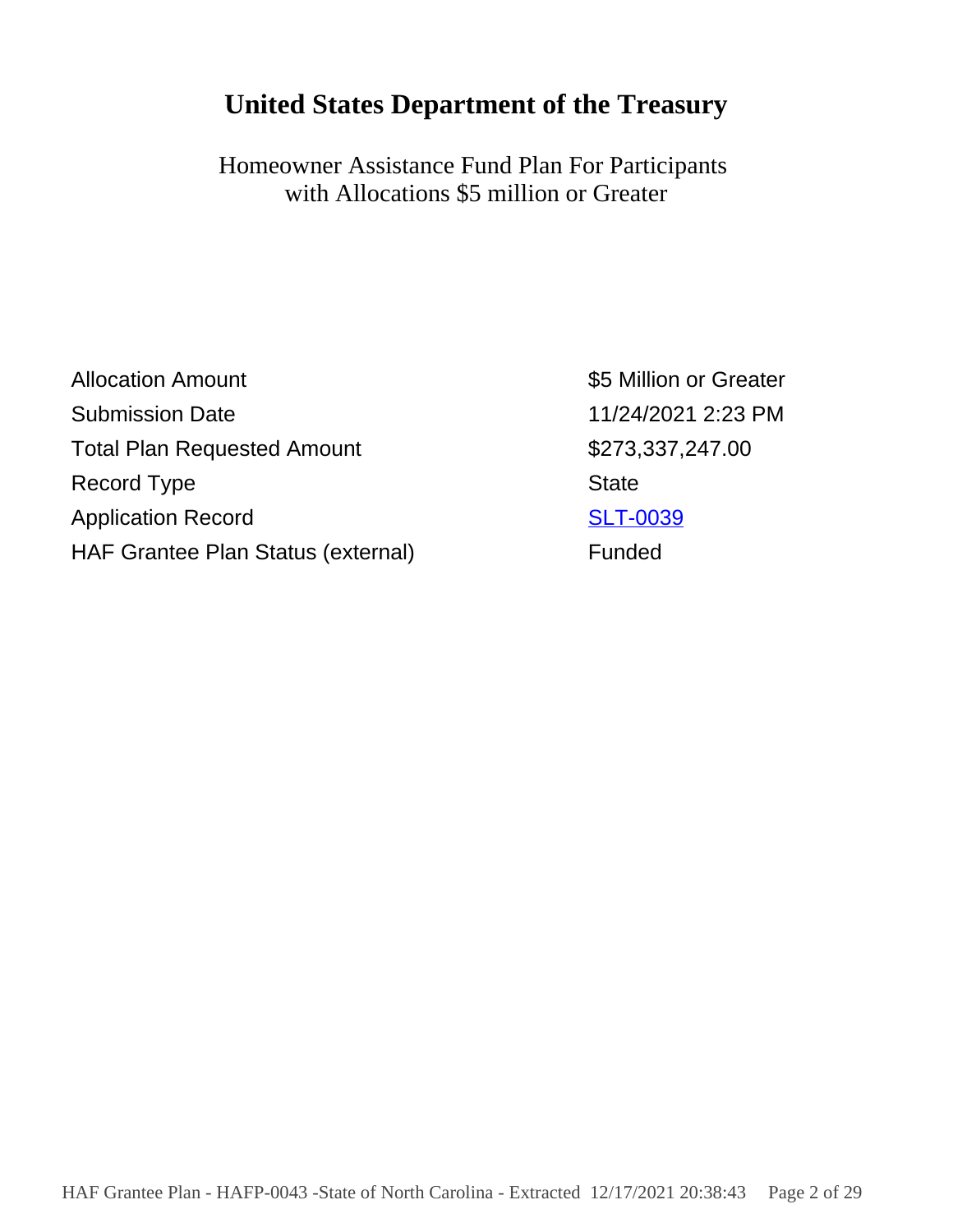# United States Department of the Treasury

Homeowner Assistance Fund Plan For Participants with Allocations $5 million or Greater

| | |
|---|---|
| Allocation Amount | $5 Million or Greater |
| Submission Date | 11/24/2021 2:23 PM |
| Total Plan Requested Amount | $273,337,247.00 |
| Record Type | State |
| Application Record | SLT-0039 |
| HAF Grantee Plan Status (external) | Funded |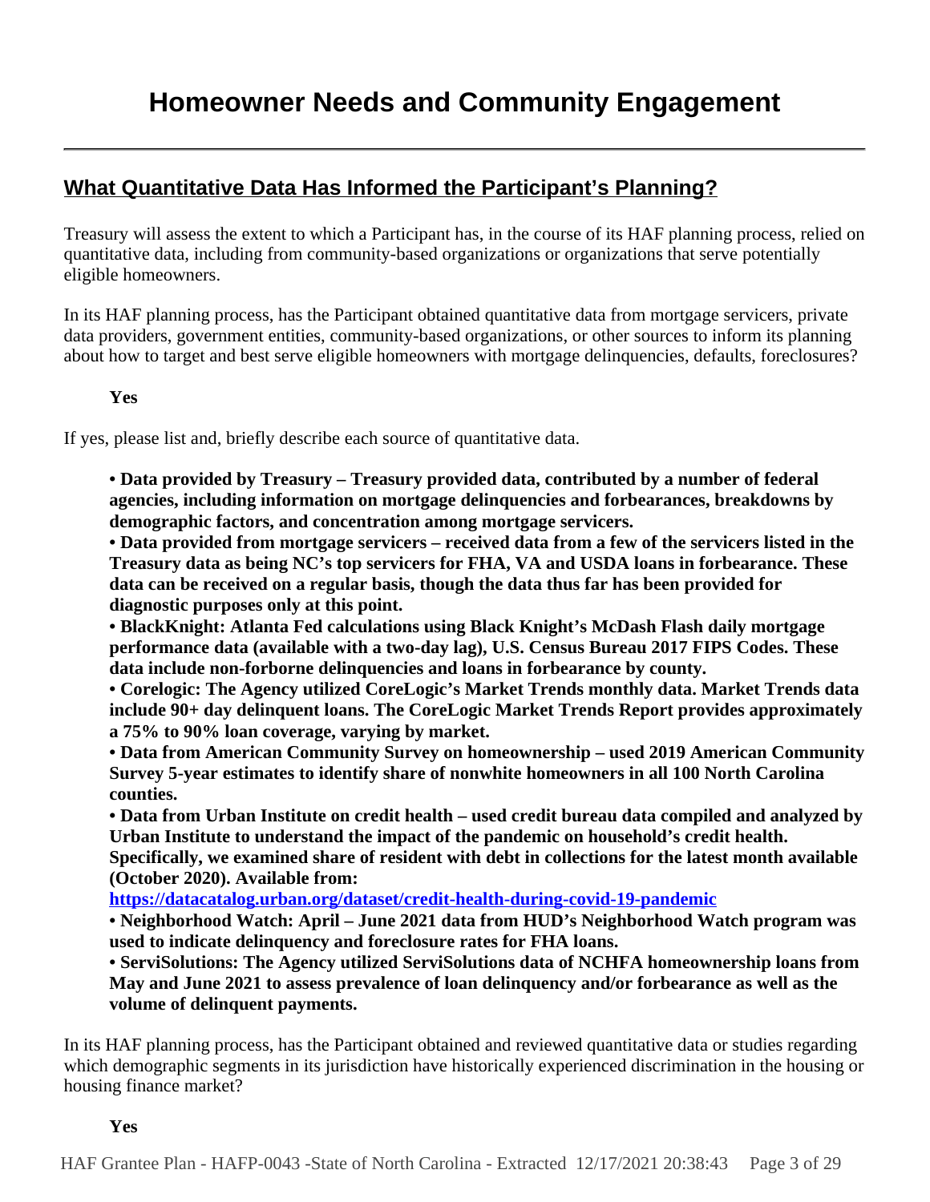# Homeowner Needs and Community Engagement

## What Quantitative Data Has Informed the Participant's Planning?

Treasury will assess the extent to which a Participant has, in the course of its HAF planning process, relied on quantitative data, including from community-based organizations or organizations that serve potentially eligible homeowners.

In its HAF planning process, has the Participant obtained quantitative data from mortgage servicers, private data providers, government entities, community-based organizations, or other sources to inform its planning about how to target and best serve eligible homeowners with mortgage delinquencies, defaults, foreclosures?

**Yes**

If yes, please list and, briefly describe each source of quantitative data.

**• Data provided by Treasury – Treasury provided data, contributed by a number of federal agencies, including information on mortgage delinquencies and forbearances, breakdowns by demographic factors, and concentration among mortgage servicers.**
**• Data provided from mortgage servicers – received data from a few of the servicers listed in the Treasury data as being NC's top servicers for FHA, VA and USDA loans in forbearance. These data can be received on a regular basis, though the data thus far has been provided for diagnostic purposes only at this point.**
**• BlackKnight: Atlanta Fed calculations using Black Knight's McDash Flash daily mortgage performance data (available with a two-day lag), U.S. Census Bureau 2017 FIPS Codes. These data include non-forborne delinquencies and loans in forbearance by county.**
**• Corelogic: The Agency utilized CoreLogic's Market Trends monthly data. Market Trends data include 90+ day delinquent loans. The CoreLogic Market Trends Report provides approximately a 75% to 90% loan coverage, varying by market.**
**• Data from American Community Survey on homeownership – used 2019 American Community Survey 5-year estimates to identify share of nonwhite homeowners in all 100 North Carolina counties.**
**• Data from Urban Institute on credit health – used credit bureau data compiled and analyzed by Urban Institute to understand the impact of the pandemic on household's credit health. Specifically, we examined share of resident with debt in collections for the latest month available (October 2020). Available from:**
**https://datacatalog.urban.org/dataset/credit-health-during-covid-19-pandemic**
**• Neighborhood Watch: April – June 2021 data from HUD's Neighborhood Watch program was used to indicate delinquency and foreclosure rates for FHA loans.**
**• ServiSolutions: The Agency utilized ServiSolutions data of NCHFA homeownership loans from May and June 2021 to assess prevalence of loan delinquency and/or forbearance as well as the volume of delinquent payments.**

In its HAF planning process, has the Participant obtained and reviewed quantitative data or studies regarding which demographic segments in its jurisdiction have historically experienced discrimination in the housing or housing finance market?

**Yes**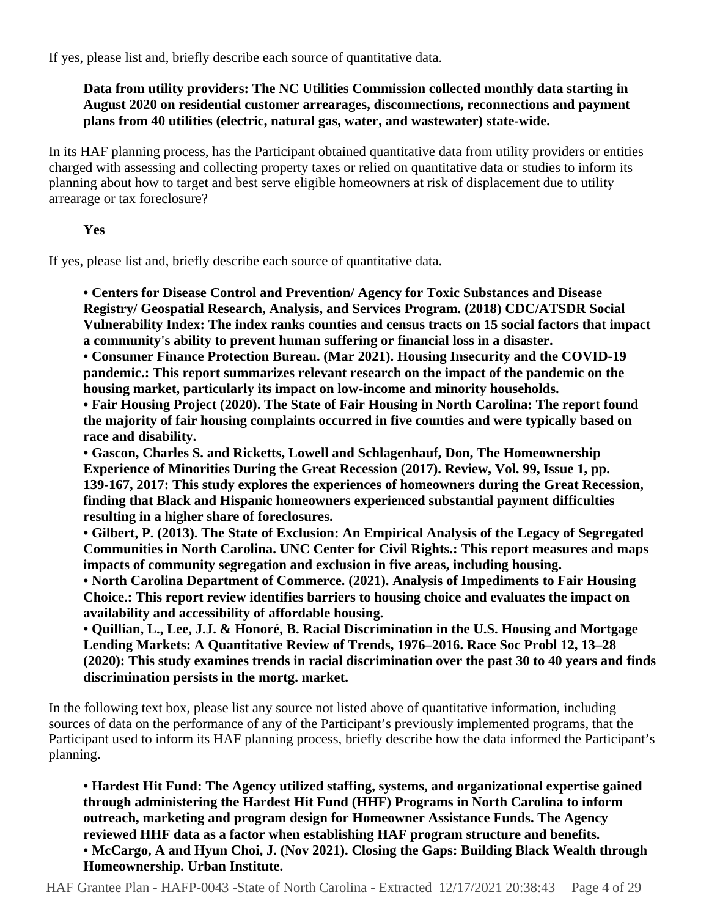If yes, please list and, briefly describe each source of quantitative data.

**Data from utility providers: The NC Utilities Commission collected monthly data starting in August 2020 on residential customer arrearages, disconnections, reconnections and payment plans from 40 utilities (electric, natural gas, water, and wastewater) state-wide.**

In its HAF planning process, has the Participant obtained quantitative data from utility providers or entities charged with assessing and collecting property taxes or relied on quantitative data or studies to inform its planning about how to target and best serve eligible homeowners at risk of displacement due to utility arrearage or tax foreclosure?

**Yes**

If yes, please list and, briefly describe each source of quantitative data.

**• Centers for Disease Control and Prevention/ Agency for Toxic Substances and Disease Registry/ Geospatial Research, Analysis, and Services Program. (2018) CDC/ATSDR Social Vulnerability Index: The index ranks counties and census tracts on 15 social factors that impact a community's ability to prevent human suffering or financial loss in a disaster.**
**• Consumer Finance Protection Bureau. (Mar 2021). Housing Insecurity and the COVID-19 pandemic.: This report summarizes relevant research on the impact of the pandemic on the housing market, particularly its impact on low-income and minority households.**
**• Fair Housing Project (2020). The State of Fair Housing in North Carolina: The report found the majority of fair housing complaints occurred in five counties and were typically based on race and disability.**
**• Gascon, Charles S. and Ricketts, Lowell and Schlagenhauf, Don, The Homeownership Experience of Minorities During the Great Recession (2017). Review, Vol. 99, Issue 1, pp. 139-167, 2017: This study explores the experiences of homeowners during the Great Recession, finding that Black and Hispanic homeowners experienced substantial payment difficulties resulting in a higher share of foreclosures.**
**• Gilbert, P. (2013). The State of Exclusion: An Empirical Analysis of the Legacy of Segregated Communities in North Carolina. UNC Center for Civil Rights.: This report measures and maps impacts of community segregation and exclusion in five areas, including housing.**
**• North Carolina Department of Commerce. (2021). Analysis of Impediments to Fair Housing Choice.: This report review identifies barriers to housing choice and evaluates the impact on availability and accessibility of affordable housing.**
**• Quillian, L., Lee, J.J. & Honoré, B. Racial Discrimination in the U.S. Housing and Mortgage Lending Markets: A Quantitative Review of Trends, 1976–2016. Race Soc Probl 12, 13–28 (2020): This study examines trends in racial discrimination over the past 30 to 40 years and finds discrimination persists in the mortg. market.**

In the following text box, please list any source not listed above of quantitative information, including sources of data on the performance of any of the Participant's previously implemented programs, that the Participant used to inform its HAF planning process, briefly describe how the data informed the Participant's planning.

**• Hardest Hit Fund: The Agency utilized staffing, systems, and organizational expertise gained through administering the Hardest Hit Fund (HHF) Programs in North Carolina to inform outreach, marketing and program design for Homeowner Assistance Funds. The Agency reviewed HHF data as a factor when establishing HAF program structure and benefits.**
**• McCargo, A and Hyun Choi, J. (Nov 2021). Closing the Gaps: Building Black Wealth through Homeownership. Urban Institute.**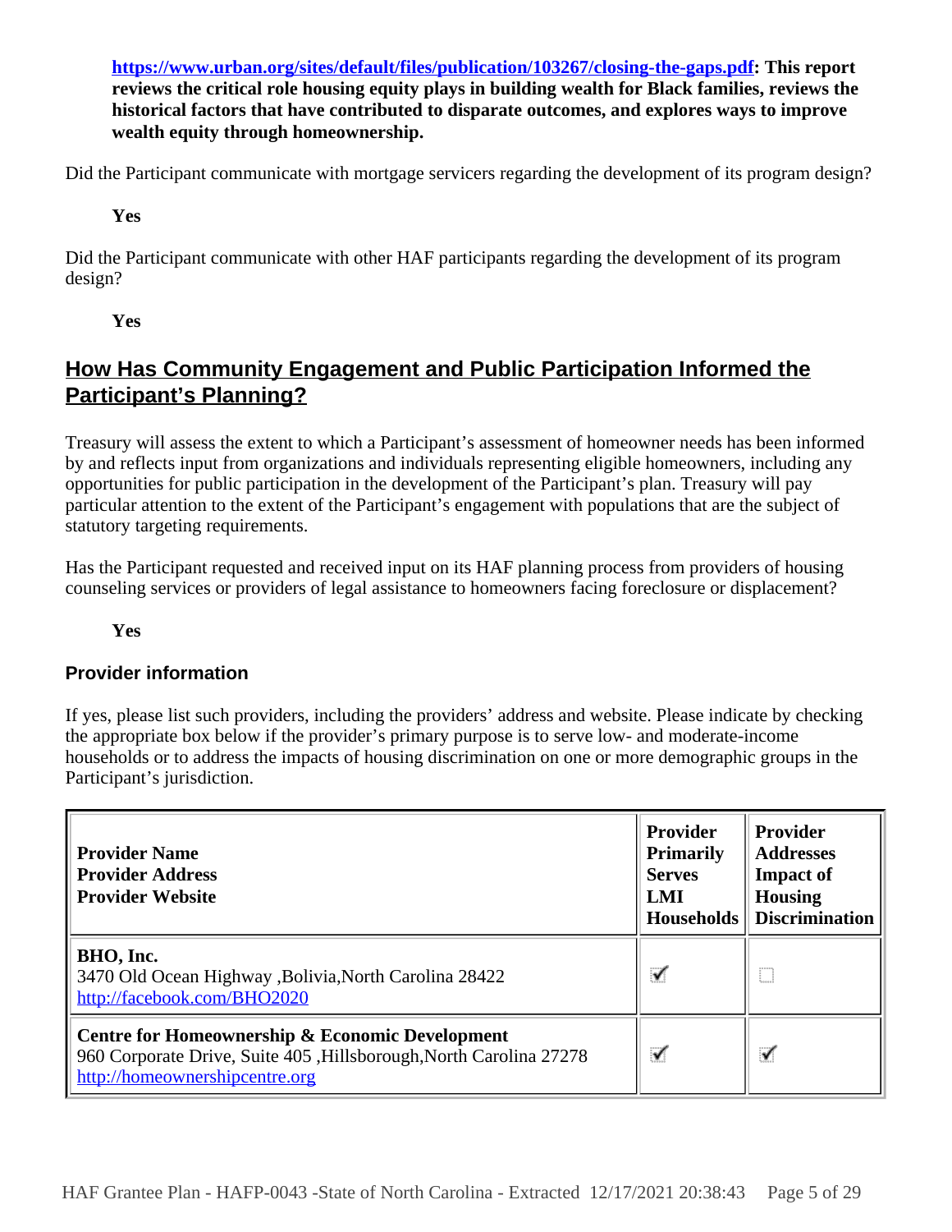**[https://www.urban.org/sites/default/files/publication/103267/closing-the-gaps.pdf](https://www.urban.org/sites/default/files/publication/103267/closing-the-gaps.pdf): This report reviews the critical role housing equity plays in building wealth for Black families, reviews the historical factors that have contributed to disparate outcomes, and explores ways to improve wealth equity through homeownership.**

Did the Participant communicate with mortgage servicers regarding the development of its program design?

**Yes**

Did the Participant communicate with other HAF participants regarding the development of its program design?

**Yes**

## How Has Community Engagement and Public Participation Informed the Participant's Planning?

Treasury will assess the extent to which a Participant's assessment of homeowner needs has been informed by and reflects input from organizations and individuals representing eligible homeowners, including any opportunities for public participation in the development of the Participant's plan. Treasury will pay particular attention to the extent of the Participant's engagement with populations that are the subject of statutory targeting requirements.

Has the Participant requested and received input on its HAF planning process from providers of housing counseling services or providers of legal assistance to homeowners facing foreclosure or displacement?

**Yes**

### Provider information

If yes, please list such providers, including the providers' address and website. Please indicate by checking the appropriate box below if the provider's primary purpose is to serve low- and moderate-income households or to address the impacts of housing discrimination on one or more demographic groups in the Participant's jurisdiction.

| Provider Name<br>Provider Address<br>Provider Website | Provider Primarily Serves LMI Households | Provider Addresses Impact of Housing Discrimination |
|---|---|---|
| **BHO, Inc.**<br>3470 Old Ocean Highway ,Bolivia,North Carolina 28422<br>[http://facebook.com/BHO2020](http://facebook.com/BHO2020) | ☑ | ☐ |
| **Centre for Homeownership & Economic Development**<br>960 Corporate Drive, Suite 405 ,Hillsborough,North Carolina 27278<br>[http://homeownershipcentre.org](http://homeownershipcentre.org) | ☑ | ☑ |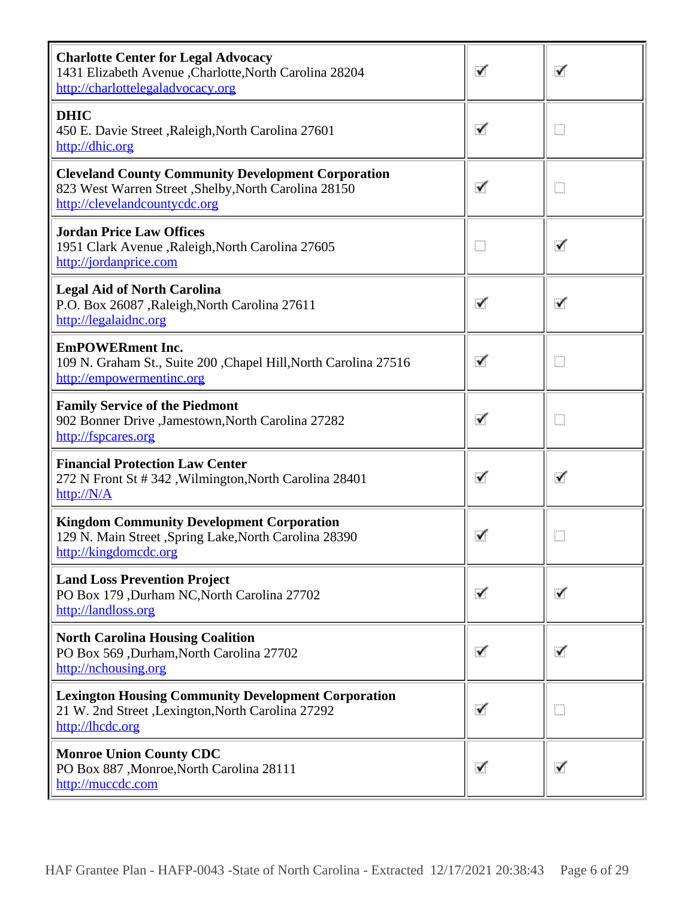| | | |
|---|---|---|
| **Charlotte Center for Legal Advocacy**<br>1431 Elizabeth Avenue ,Charlotte,North Carolina 28204<br>http://charlottelegaladvocacy.org | ☑ | ☑ |
| **DHIC**<br>450 E. Davie Street ,Raleigh,North Carolina 27601<br>http://dhic.org | ☑ | ☐ |
| **Cleveland County Community Development Corporation**<br>823 West Warren Street ,Shelby,North Carolina 28150<br>http://clevelandcountycdc.org | ☑ | ☐ |
| **Jordan Price Law Offices**<br>1951 Clark Avenue ,Raleigh,North Carolina 27605<br>http://jordanprice.com | ☐ | ☑ |
| **Legal Aid of North Carolina**<br>P.O. Box 26087 ,Raleigh,North Carolina 27611<br>http://legalaidnc.org | ☑ | ☑ |
| **EmPOWERment Inc.**<br>109 N. Graham St., Suite 200 ,Chapel Hill,North Carolina 27516<br>http://empowermentinc.org | ☑ | ☐ |
| **Family Service of the Piedmont**<br>902 Bonner Drive ,Jamestown,North Carolina 27282<br>http://fspcares.org | ☑ | ☐ |
| **Financial Protection Law Center**<br>272 N Front St # 342 ,Wilmington,North Carolina 28401<br>http://N/A | ☑ | ☑ |
| **Kingdom Community Development Corporation**<br>129 N. Main Street ,Spring Lake,North Carolina 28390<br>http://kingdomcdc.org | ☑ | ☐ |
| **Land Loss Prevention Project**<br>PO Box 179 ,Durham NC,North Carolina 27702<br>http://landloss.org | ☑ | ☑ |
| **North Carolina Housing Coalition**<br>PO Box 569 ,Durham,North Carolina 27702<br>http://nchousing.org | ☑ | ☑ |
| **Lexington Housing Community Development Corporation**<br>21 W. 2nd Street ,Lexington,North Carolina 27292<br>http://lhcdc.org | ☑ | ☐ |
| **Monroe Union County CDC**<br>PO Box 887 ,Monroe,North Carolina 28111<br>http://muccdc.com | ☑ | ☑ |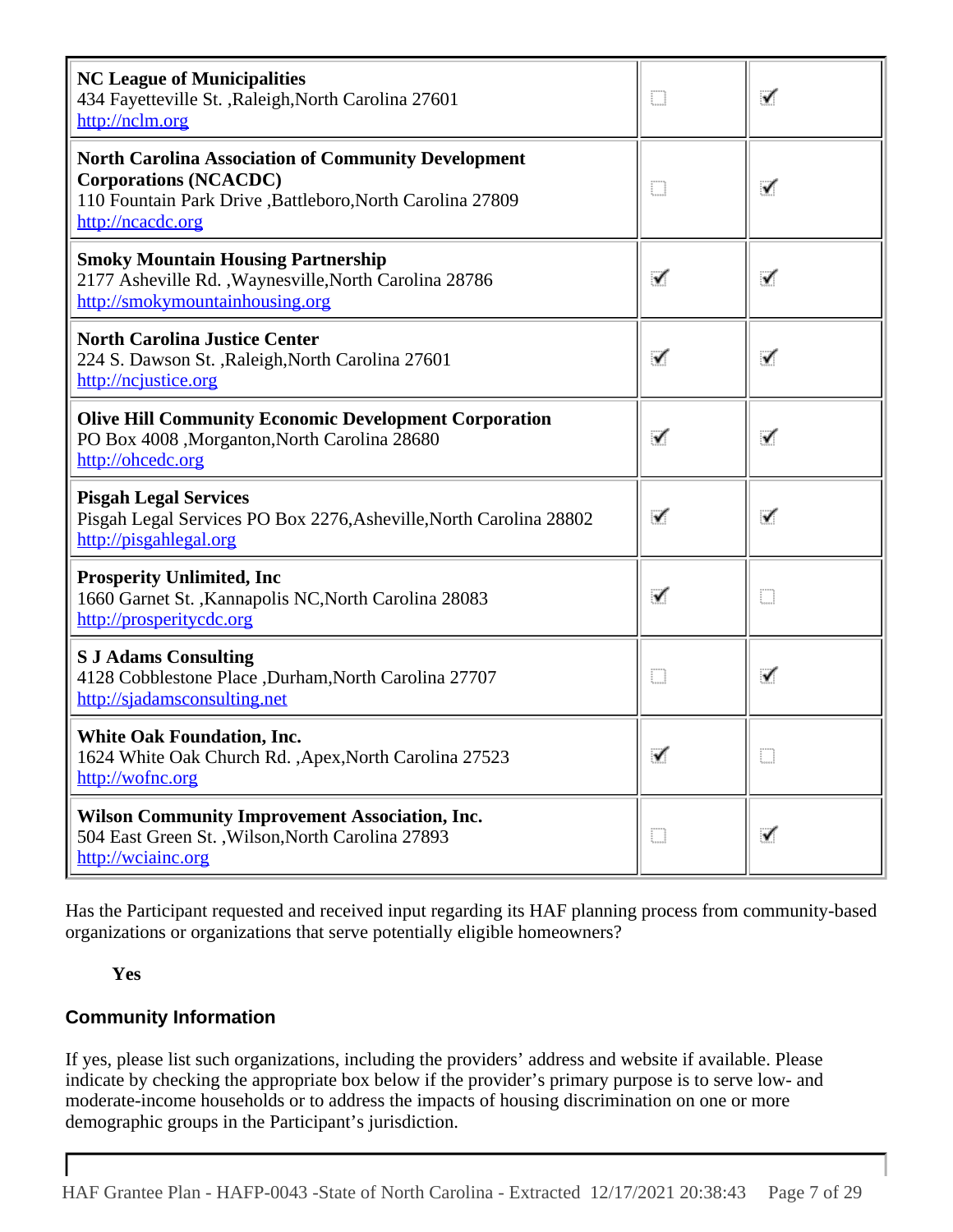| | | |
|---|---|---|
| **NC League of Municipalities**<br>434 Fayetteville St. ,Raleigh,North Carolina 27601<br>http://nclm.org | ☐ | ☑ |
| **North Carolina Association of Community Development Corporations (NCACDC)**<br>110 Fountain Park Drive ,Battleboro,North Carolina 27809<br>http://ncacdc.org | ☐ | ☑ |
| **Smoky Mountain Housing Partnership**<br>2177 Asheville Rd. ,Waynesville,North Carolina 28786<br>http://smokymountainhousing.org | ☑ | ☑ |
| **North Carolina Justice Center**<br>224 S. Dawson St. ,Raleigh,North Carolina 27601<br>http://ncjustice.org | ☑ | ☑ |
| **Olive Hill Community Economic Development Corporation**<br>PO Box 4008 ,Morganton,North Carolina 28680<br>http://ohcedc.org | ☑ | ☑ |
| **Pisgah Legal Services**<br>Pisgah Legal Services PO Box 2276,Asheville,North Carolina 28802<br>http://pisgahlegal.org | ☑ | ☑ |
| **Prosperity Unlimited, Inc**<br>1660 Garnet St. ,Kannapolis NC,North Carolina 28083<br>http://prosperitycdc.org | ☑ | ☐ |
| **S J Adams Consulting**<br>4128 Cobblestone Place ,Durham,North Carolina 27707<br>http://sjadamsconsulting.net | ☐ | ☑ |
| **White Oak Foundation, Inc.**<br>1624 White Oak Church Rd. ,Apex,North Carolina 27523<br>http://wofnc.org | ☑ | ☐ |
| **Wilson Community Improvement Association, Inc.**<br>504 East Green St. ,Wilson,North Carolina 27893<br>http://wciainc.org | ☐ | ☑ |

Has the Participant requested and received input regarding its HAF planning process from community-based organizations or organizations that serve potentially eligible homeowners?

**Yes**

### Community Information

If yes, please list such organizations, including the providers' address and website if available. Please indicate by checking the appropriate box below if the provider's primary purpose is to serve low- and moderate-income households or to address the impacts of housing discrimination on one or more demographic groups in the Participant's jurisdiction.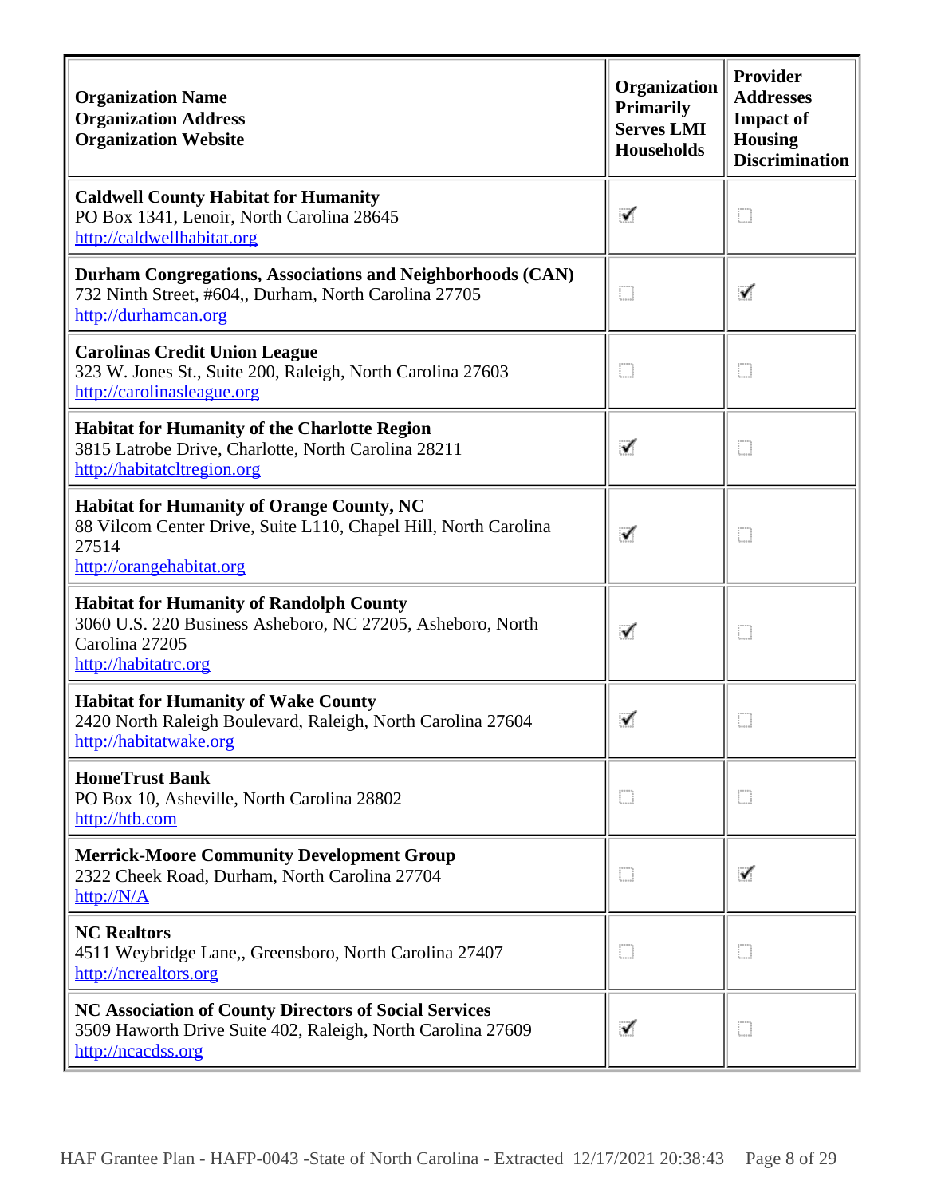| **Organization Name**<br>**Organization Address**<br>**Organization Website** | **Organization Primarily Serves LMI Households** | **Provider Addresses Impact of Housing Discrimination** |
|---|---|---|
| **Caldwell County Habitat for Humanity**<br>PO Box 1341, Lenoir, North Carolina 28645<br>http://caldwellhabitat.org | ☑ | ☐ |
| **Durham Congregations, Associations and Neighborhoods (CAN)**<br>732 Ninth Street, #604,, Durham, North Carolina 27705<br>http://durhamcan.org | ☐ | ☑ |
| **Carolinas Credit Union League**<br>323 W. Jones St., Suite 200, Raleigh, North Carolina 27603<br>http://carolinasleague.org | ☐ | ☐ |
| **Habitat for Humanity of the Charlotte Region**<br>3815 Latrobe Drive, Charlotte, North Carolina 28211<br>http://habitatcltregion.org | ☑ | ☐ |
| **Habitat for Humanity of Orange County, NC**<br>88 Vilcom Center Drive, Suite L110, Chapel Hill, North Carolina 27514<br>http://orangehabitat.org | ☑ | ☐ |
| **Habitat for Humanity of Randolph County**<br>3060 U.S. 220 Business Asheboro, NC 27205, Asheboro, North Carolina 27205<br>http://habitatrc.org | ☑ | ☐ |
| **Habitat for Humanity of Wake County**<br>2420 North Raleigh Boulevard, Raleigh, North Carolina 27604<br>http://habitatwake.org | ☑ | ☐ |
| **HomeTrust Bank**<br>PO Box 10, Asheville, North Carolina 28802<br>http://htb.com | ☐ | ☐ |
| **Merrick-Moore Community Development Group**<br>2322 Cheek Road, Durham, North Carolina 27704<br>http://N/A | ☐ | ☑ |
| **NC Realtors**<br>4511 Weybridge Lane,, Greensboro, North Carolina 27407<br>http://ncrealtors.org | ☐ | ☐ |
| **NC Association of County Directors of Social Services**<br>3509 Haworth Drive Suite 402, Raleigh, North Carolina 27609<br>http://ncacdss.org | ☑ | ☐ |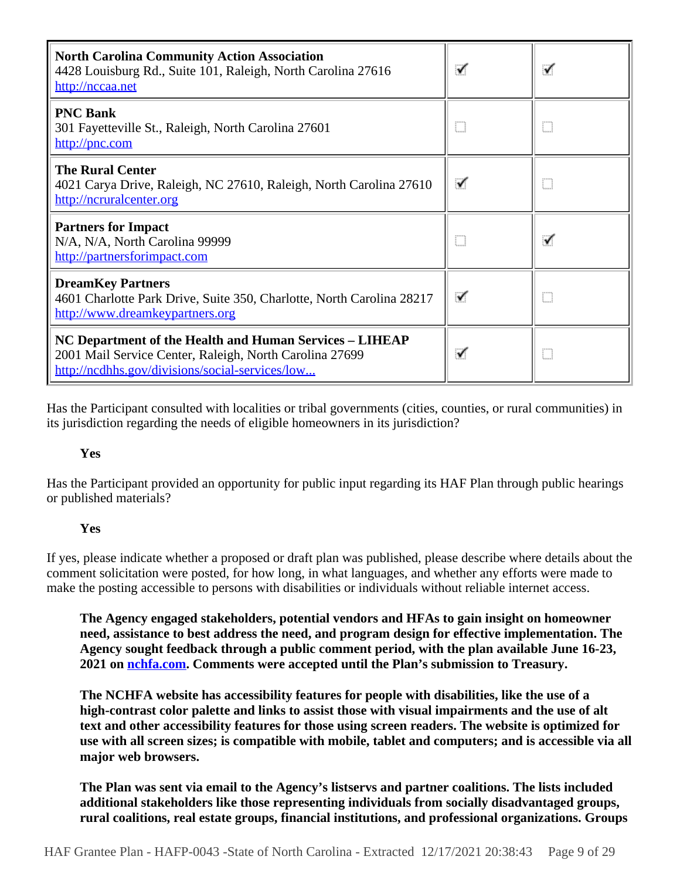| | | |
|---|---|---|
| **North Carolina Community Action Association**<br>4428 Louisburg Rd., Suite 101, Raleigh, North Carolina 27616<br>http://nccaa.net | ☑ | ☑ |
| **PNC Bank**<br>301 Fayetteville St., Raleigh, North Carolina 27601<br>http://pnc.com | ☐ | ☐ |
| **The Rural Center**<br>4021 Carya Drive, Raleigh, NC 27610, Raleigh, North Carolina 27610<br>http://ncruralcenter.org | ☑ | ☐ |
| **Partners for Impact**<br>N/A, N/A, North Carolina 99999<br>http://partnersforimpact.com | ☐ | ☑ |
| **DreamKey Partners**<br>4601 Charlotte Park Drive, Suite 350, Charlotte, North Carolina 28217<br>http://www.dreamkeypartners.org | ☑ | ☐ |
| **NC Department of the Health and Human Services – LIHEAP**<br>2001 Mail Service Center, Raleigh, North Carolina 27699<br>http://ncdhhs.gov/divisions/social-services/low... | ☑ | ☐ |

Has the Participant consulted with localities or tribal governments (cities, counties, or rural communities) in its jurisdiction regarding the needs of eligible homeowners in its jurisdiction?

**Yes**

Has the Participant provided an opportunity for public input regarding its HAF Plan through public hearings or published materials?

**Yes**

If yes, please indicate whether a proposed or draft plan was published, please describe where details about the comment solicitation were posted, for how long, in what languages, and whether any efforts were made to make the posting accessible to persons with disabilities or individuals without reliable internet access.

**The Agency engaged stakeholders, potential vendors and HFAs to gain insight on homeowner need, assistance to best address the need, and program design for effective implementation. The Agency sought feedback through a public comment period, with the plan available June 16-23, 2021 on nchfa.com. Comments were accepted until the Plan's submission to Treasury.**

**The NCHFA website has accessibility features for people with disabilities, like the use of a high-contrast color palette and links to assist those with visual impairments and the use of alt text and other accessibility features for those using screen readers. The website is optimized for use with all screen sizes; is compatible with mobile, tablet and computers; and is accessible via all major web browsers.**

**The Plan was sent via email to the Agency's listservs and partner coalitions. The lists included additional stakeholders like those representing individuals from socially disadvantaged groups, rural coalitions, real estate groups, financial institutions, and professional organizations. Groups**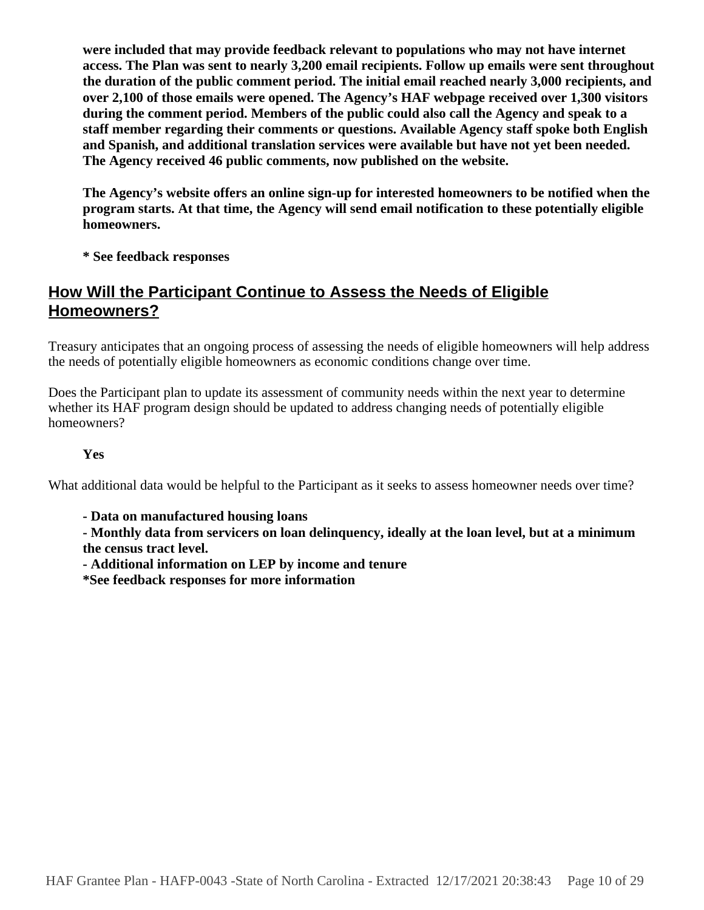**were included that may provide feedback relevant to populations who may not have internet access. The Plan was sent to nearly 3,200 email recipients. Follow up emails were sent throughout the duration of the public comment period. The initial email reached nearly 3,000 recipients, and over 2,100 of those emails were opened. The Agency's HAF webpage received over 1,300 visitors during the comment period. Members of the public could also call the Agency and speak to a staff member regarding their comments or questions. Available Agency staff spoke both English and Spanish, and additional translation services were available but have not yet been needed. The Agency received 46 public comments, now published on the website.**

**The Agency's website offers an online sign-up for interested homeowners to be notified when the program starts. At that time, the Agency will send email notification to these potentially eligible homeowners.**

**\* See feedback responses**

## How Will the Participant Continue to Assess the Needs of Eligible Homeowners?

Treasury anticipates that an ongoing process of assessing the needs of eligible homeowners will help address the needs of potentially eligible homeowners as economic conditions change over time.

Does the Participant plan to update its assessment of community needs within the next year to determine whether its HAF program design should be updated to address changing needs of potentially eligible homeowners?

**Yes**

What additional data would be helpful to the Participant as it seeks to assess homeowner needs over time?

**- Data on manufactured housing loans**
**- Monthly data from servicers on loan delinquency, ideally at the loan level, but at a minimum the census tract level.**
**- Additional information on LEP by income and tenure**
**\*See feedback responses for more information**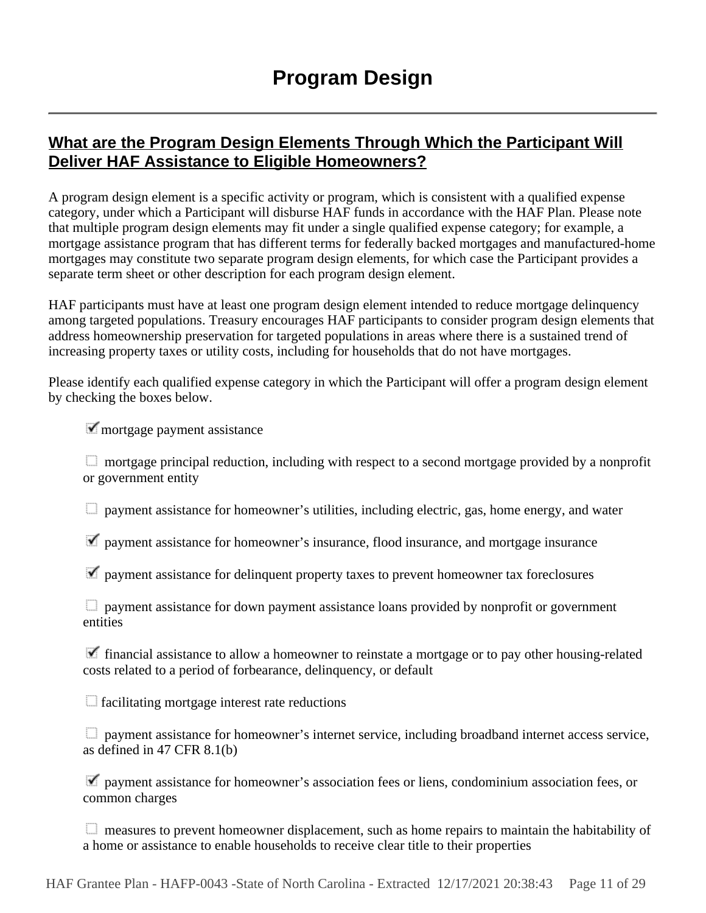# Program Design

## What are the Program Design Elements Through Which the Participant Will Deliver HAF Assistance to Eligible Homeowners?

A program design element is a specific activity or program, which is consistent with a qualified expense category, under which a Participant will disburse HAF funds in accordance with the HAF Plan. Please note that multiple program design elements may fit under a single qualified expense category; for example, a mortgage assistance program that has different terms for federally backed mortgages and manufactured-home mortgages may constitute two separate program design elements, for which case the Participant provides a separate term sheet or other description for each program design element.

HAF participants must have at least one program design element intended to reduce mortgage delinquency among targeted populations. Treasury encourages HAF participants to consider program design elements that address homeownership preservation for targeted populations in areas where there is a sustained trend of increasing property taxes or utility costs, including for households that do not have mortgages.

Please identify each qualified expense category in which the Participant will offer a program design element by checking the boxes below.

- [x] mortgage payment assistance
- [ ] mortgage principal reduction, including with respect to a second mortgage provided by a nonprofit or government entity
- [ ] payment assistance for homeowner's utilities, including electric, gas, home energy, and water
- [x] payment assistance for homeowner's insurance, flood insurance, and mortgage insurance
- [x] payment assistance for delinquent property taxes to prevent homeowner tax foreclosures
- [ ] payment assistance for down payment assistance loans provided by nonprofit or government entities
- [x] financial assistance to allow a homeowner to reinstate a mortgage or to pay other housing-related costs related to a period of forbearance, delinquency, or default
- [ ] facilitating mortgage interest rate reductions
- [ ] payment assistance for homeowner's internet service, including broadband internet access service, as defined in 47 CFR 8.1(b)
- [x] payment assistance for homeowner's association fees or liens, condominium association fees, or common charges
- [ ] measures to prevent homeowner displacement, such as home repairs to maintain the habitability of a home or assistance to enable households to receive clear title to their properties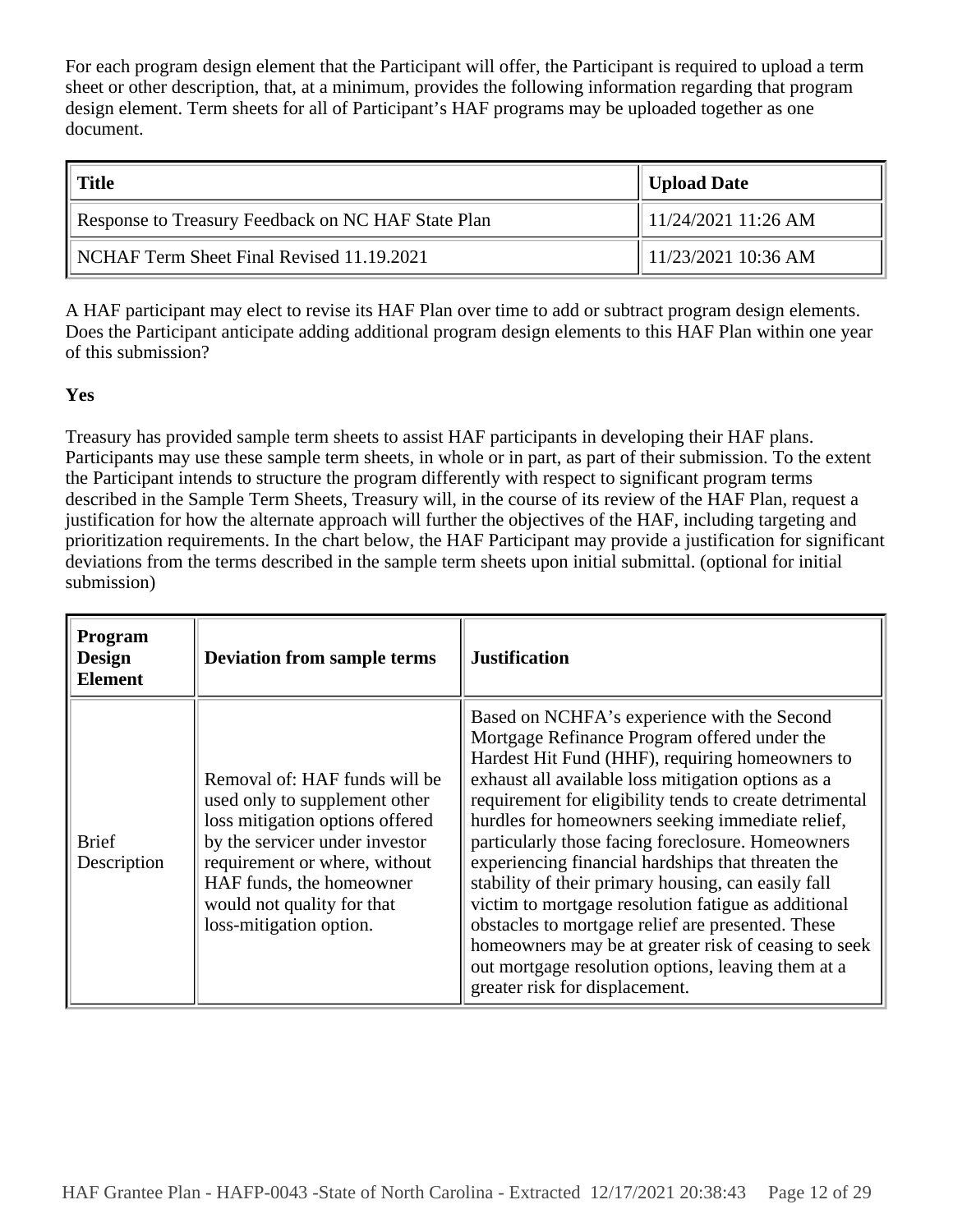For each program design element that the Participant will offer, the Participant is required to upload a term sheet or other description, that, at a minimum, provides the following information regarding that program design element. Term sheets for all of Participant's HAF programs may be uploaded together as one document.

| Title | Upload Date |
| --- | --- |
| Response to Treasury Feedback on NC HAF State Plan | 11/24/2021 11:26 AM |
| NCHAF Term Sheet Final Revised 11.19.2021 | 11/23/2021 10:36 AM |

A HAF participant may elect to revise its HAF Plan over time to add or subtract program design elements. Does the Participant anticipate adding additional program design elements to this HAF Plan within one year of this submission?

**Yes**

Treasury has provided sample term sheets to assist HAF participants in developing their HAF plans. Participants may use these sample term sheets, in whole or in part, as part of their submission. To the extent the Participant intends to structure the program differently with respect to significant program terms described in the Sample Term Sheets, Treasury will, in the course of its review of the HAF Plan, request a justification for how the alternate approach will further the objectives of the HAF, including targeting and prioritization requirements. In the chart below, the HAF Participant may provide a justification for significant deviations from the terms described in the sample term sheets upon initial submittal. (optional for initial submission)

| Program Design Element | Deviation from sample terms | Justification |
| --- | --- | --- |
| Brief Description | Removal of: HAF funds will be used only to supplement other loss mitigation options offered by the servicer under investor requirement or where, without HAF funds, the homeowner would not quality for that loss-mitigation option. | Based on NCHFA's experience with the Second Mortgage Refinance Program offered under the Hardest Hit Fund (HHF), requiring homeowners to exhaust all available loss mitigation options as a requirement for eligibility tends to create detrimental hurdles for homeowners seeking immediate relief, particularly those facing foreclosure. Homeowners experiencing financial hardships that threaten the stability of their primary housing, can easily fall victim to mortgage resolution fatigue as additional obstacles to mortgage relief are presented. These homeowners may be at greater risk of ceasing to seek out mortgage resolution options, leaving them at a greater risk for displacement. |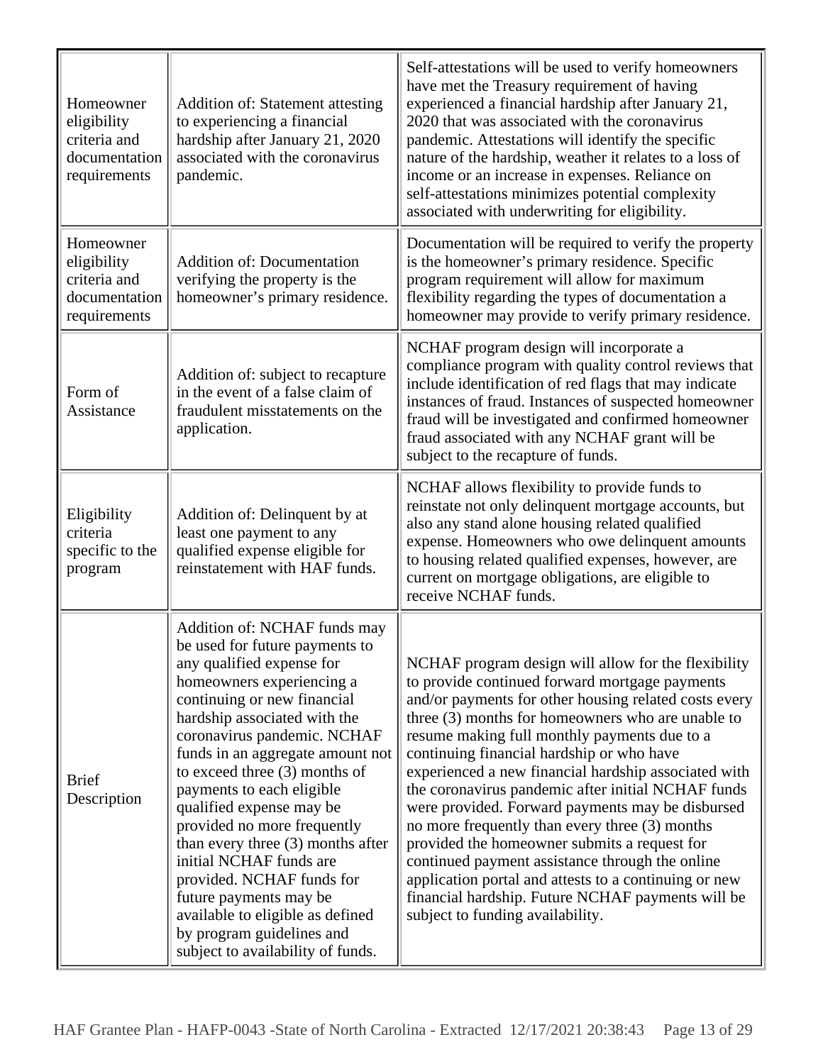| | | |
|---|---|---|
| Homeowner eligibility criteria and documentation requirements | Addition of: Statement attesting to experiencing a financial hardship after January 21, 2020 associated with the coronavirus pandemic. | Self-attestations will be used to verify homeowners have met the Treasury requirement of having experienced a financial hardship after January 21, 2020 that was associated with the coronavirus pandemic. Attestations will identify the specific nature of the hardship, weather it relates to a loss of income or an increase in expenses. Reliance on self-attestations minimizes potential complexity associated with underwriting for eligibility. |
| Homeowner eligibility criteria and documentation requirements | Addition of: Documentation verifying the property is the homeowner's primary residence. | Documentation will be required to verify the property is the homeowner's primary residence. Specific program requirement will allow for maximum flexibility regarding the types of documentation a homeowner may provide to verify primary residence. |
| Form of Assistance | Addition of: subject to recapture in the event of a false claim of fraudulent misstatements on the application. | NCHAF program design will incorporate a compliance program with quality control reviews that include identification of red flags that may indicate instances of fraud. Instances of suspected homeowner fraud will be investigated and confirmed homeowner fraud associated with any NCHAF grant will be subject to the recapture of funds. |
| Eligibility criteria specific to the program | Addition of: Delinquent by at least one payment to any qualified expense eligible for reinstatement with HAF funds. | NCHAF allows flexibility to provide funds to reinstate not only delinquent mortgage accounts, but also any stand alone housing related qualified expense. Homeowners who owe delinquent amounts to housing related qualified expenses, however, are current on mortgage obligations, are eligible to receive NCHAF funds. |
| Brief Description | Addition of: NCHAF funds may be used for future payments to any qualified expense for homeowners experiencing a continuing or new financial hardship associated with the coronavirus pandemic. NCHAF funds in an aggregate amount not to exceed three (3) months of payments to each eligible qualified expense may be provided no more frequently than every three (3) months after initial NCHAF funds are provided. NCHAF funds for future payments may be available to eligible as defined by program guidelines and subject to availability of funds. | NCHAF program design will allow for the flexibility to provide continued forward mortgage payments and/or payments for other housing related costs every three (3) months for homeowners who are unable to resume making full monthly payments due to a continuing financial hardship or who have experienced a new financial hardship associated with the coronavirus pandemic after initial NCHAF funds were provided. Forward payments may be disbursed no more frequently than every three (3) months provided the homeowner submits a request for continued payment assistance through the online application portal and attests to a continuing or new financial hardship. Future NCHAF payments will be subject to funding availability. |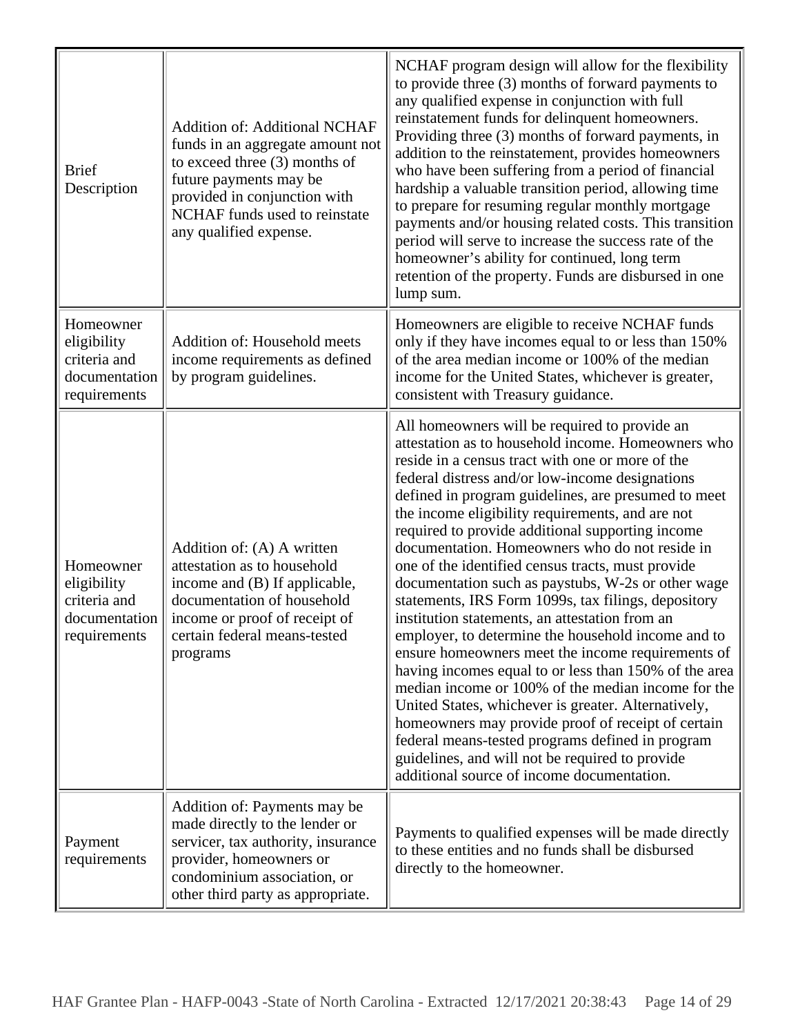| | | |
|---|---|---|
| Brief Description | Addition of: Additional NCHAF funds in an aggregate amount not to exceed three (3) months of future payments may be provided in conjunction with NCHAF funds used to reinstate any qualified expense. | NCHAF program design will allow for the flexibility to provide three (3) months of forward payments to any qualified expense in conjunction with full reinstatement funds for delinquent homeowners. Providing three (3) months of forward payments, in addition to the reinstatement, provides homeowners who have been suffering from a period of financial hardship a valuable transition period, allowing time to prepare for resuming regular monthly mortgage payments and/or housing related costs. This transition period will serve to increase the success rate of the homeowner's ability for continued, long term retention of the property. Funds are disbursed in one lump sum. |
| Homeowner eligibility criteria and documentation requirements | Addition of: Household meets income requirements as defined by program guidelines. | Homeowners are eligible to receive NCHAF funds only if they have incomes equal to or less than 150% of the area median income or 100% of the median income for the United States, whichever is greater, consistent with Treasury guidance. |
| Homeowner eligibility criteria and documentation requirements | Addition of: (A) A written attestation as to household income and (B) If applicable, documentation of household income or proof of receipt of certain federal means-tested programs | All homeowners will be required to provide an attestation as to household income. Homeowners who reside in a census tract with one or more of the federal distress and/or low-income designations defined in program guidelines, are presumed to meet the income eligibility requirements, and are not required to provide additional supporting income documentation. Homeowners who do not reside in one of the identified census tracts, must provide documentation such as paystubs, W-2s or other wage statements, IRS Form 1099s, tax filings, depository institution statements, an attestation from an employer, to determine the household income and to ensure homeowners meet the income requirements of having incomes equal to or less than 150% of the area median income or 100% of the median income for the United States, whichever is greater. Alternatively, homeowners may provide proof of receipt of certain federal means-tested programs defined in program guidelines, and will not be required to provide additional source of income documentation. |
| Payment requirements | Addition of: Payments may be made directly to the lender or servicer, tax authority, insurance provider, homeowners or condominium association, or other third party as appropriate. | Payments to qualified expenses will be made directly to these entities and no funds shall be disbursed directly to the homeowner. |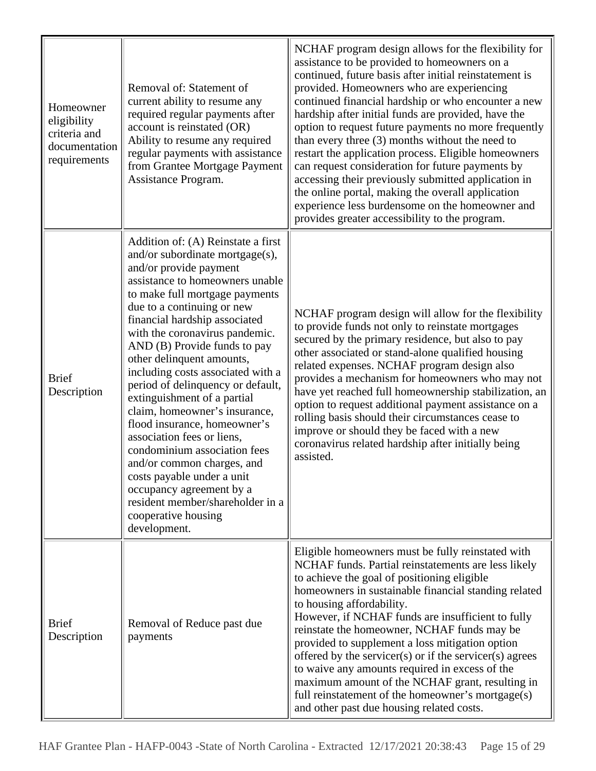| | | |
|---|---|---|
| Homeowner eligibility criteria and documentation requirements | Removal of: Statement of current ability to resume any required regular payments after account is reinstated (OR) Ability to resume any required regular payments with assistance from Grantee Mortgage Payment Assistance Program. | NCHAF program design allows for the flexibility for assistance to be provided to homeowners on a continued, future basis after initial reinstatement is provided. Homeowners who are experiencing continued financial hardship or who encounter a new hardship after initial funds are provided, have the option to request future payments no more frequently than every three (3) months without the need to restart the application process. Eligible homeowners can request consideration for future payments by accessing their previously submitted application in the online portal, making the overall application experience less burdensome on the homeowner and provides greater accessibility to the program. |
| Brief Description | Addition of: (A) Reinstate a first and/or subordinate mortgage(s), and/or provide payment assistance to homeowners unable to make full mortgage payments due to a continuing or new financial hardship associated with the coronavirus pandemic. AND (B) Provide funds to pay other delinquent amounts, including costs associated with a period of delinquency or default, extinguishment of a partial claim, homeowner's insurance, flood insurance, homeowner's association fees or liens, condominium association fees and/or common charges, and costs payable under a unit occupancy agreement by a resident member/shareholder in a cooperative housing development. | NCHAF program design will allow for the flexibility to provide funds not only to reinstate mortgages secured by the primary residence, but also to pay other associated or stand-alone qualified housing related expenses. NCHAF program design also provides a mechanism for homeowners who may not have yet reached full homeownership stabilization, an option to request additional payment assistance on a rolling basis should their circumstances cease to improve or should they be faced with a new coronavirus related hardship after initially being assisted. |
| Brief Description | Removal of Reduce past due payments | Eligible homeowners must be fully reinstated with NCHAF funds. Partial reinstatements are less likely to achieve the goal of positioning eligible homeowners in sustainable financial standing related to housing affordability.<br>However, if NCHAF funds are insufficient to fully reinstate the homeowner, NCHAF funds may be provided to supplement a loss mitigation option offered by the servicer(s) or if the servicer(s) agrees to waive any amounts required in excess of the maximum amount of the NCHAF grant, resulting in full reinstatement of the homeowner's mortgage(s) and other past due housing related costs. |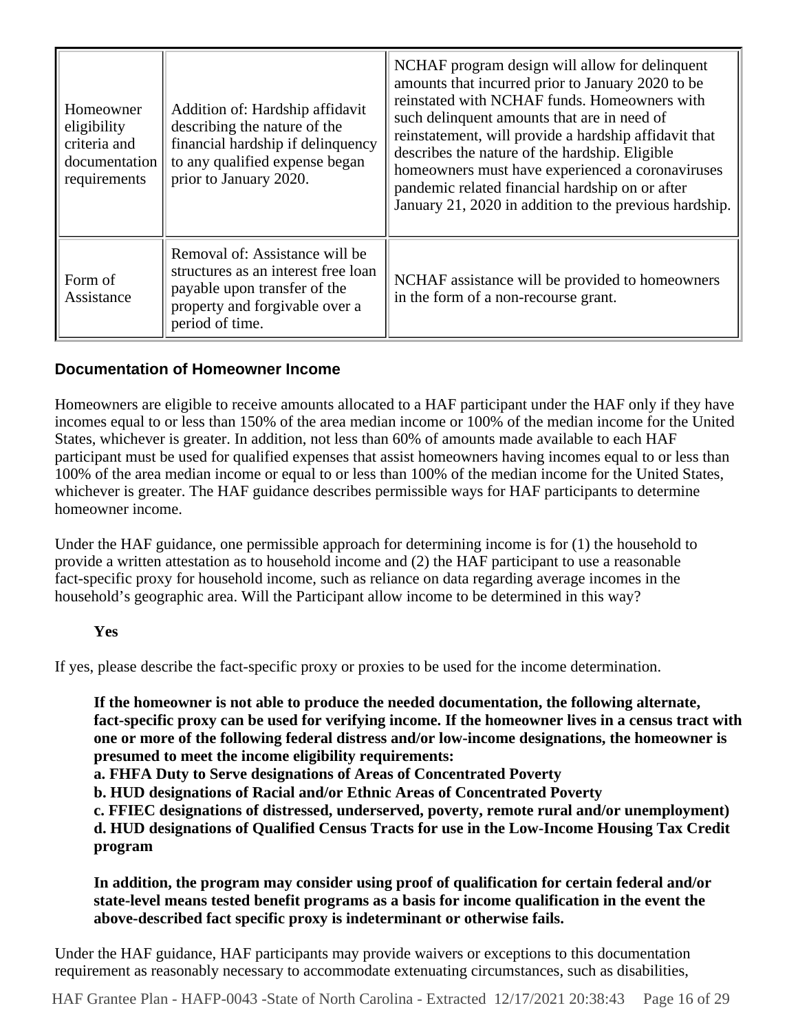| Homeowner eligibility criteria and documentation requirements | Addition of: Hardship affidavit describing the nature of the financial hardship if delinquency to any qualified expense began prior to January 2020. | NCHAF program design will allow for delinquent amounts that incurred prior to January 2020 to be reinstated with NCHAF funds. Homeowners with such delinquent amounts that are in need of reinstatement, will provide a hardship affidavit that describes the nature of the hardship. Eligible homeowners must have experienced a coronaviruses pandemic related financial hardship on or after January 21, 2020 in addition to the previous hardship. |
|---|---|---|
| Form of Assistance | Removal of: Assistance will be structures as an interest free loan payable upon transfer of the property and forgivable over a period of time. | NCHAF assistance will be provided to homeowners in the form of a non-recourse grant. |

### Documentation of Homeowner Income

Homeowners are eligible to receive amounts allocated to a HAF participant under the HAF only if they have incomes equal to or less than 150% of the area median income or 100% of the median income for the United States, whichever is greater. In addition, not less than 60% of amounts made available to each HAF participant must be used for qualified expenses that assist homeowners having incomes equal to or less than 100% of the area median income or equal to or less than 100% of the median income for the United States, whichever is greater. The HAF guidance describes permissible ways for HAF participants to determine homeowner income.

Under the HAF guidance, one permissible approach for determining income is for (1) the household to provide a written attestation as to household income and (2) the HAF participant to use a reasonable fact-specific proxy for household income, such as reliance on data regarding average incomes in the household's geographic area. Will the Participant allow income to be determined in this way?

**Yes**

If yes, please describe the fact-specific proxy or proxies to be used for the income determination.

**If the homeowner is not able to produce the needed documentation, the following alternate, fact-specific proxy can be used for verifying income. If the homeowner lives in a census tract with one or more of the following federal distress and/or low-income designations, the homeowner is presumed to meet the income eligibility requirements:**
**a. FHFA Duty to Serve designations of Areas of Concentrated Poverty**
**b. HUD designations of Racial and/or Ethnic Areas of Concentrated Poverty**
**c. FFIEC designations of distressed, underserved, poverty, remote rural and/or unemployment)**
**d. HUD designations of Qualified Census Tracts for use in the Low-Income Housing Tax Credit program**

**In addition, the program may consider using proof of qualification for certain federal and/or state-level means tested benefit programs as a basis for income qualification in the event the above-described fact specific proxy is indeterminant or otherwise fails.**

Under the HAF guidance, HAF participants may provide waivers or exceptions to this documentation requirement as reasonably necessary to accommodate extenuating circumstances, such as disabilities,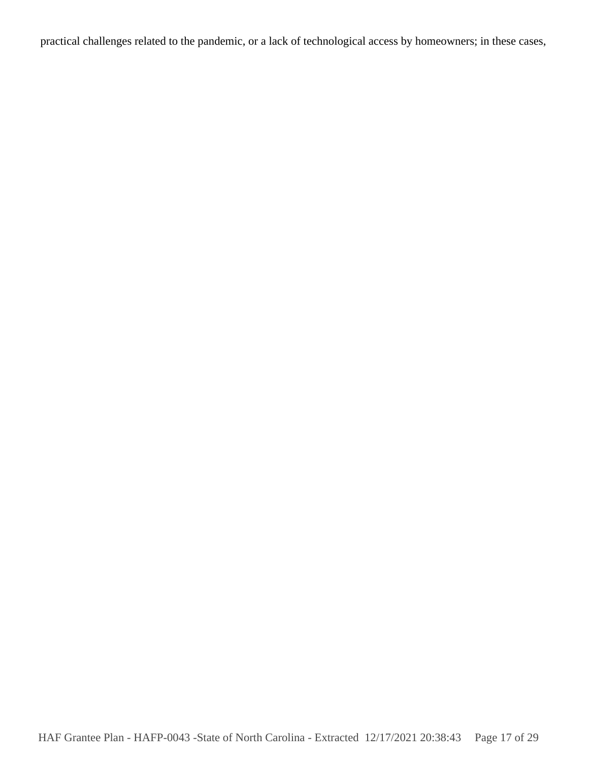practical challenges related to the pandemic, or a lack of technological access by homeowners; in these cases,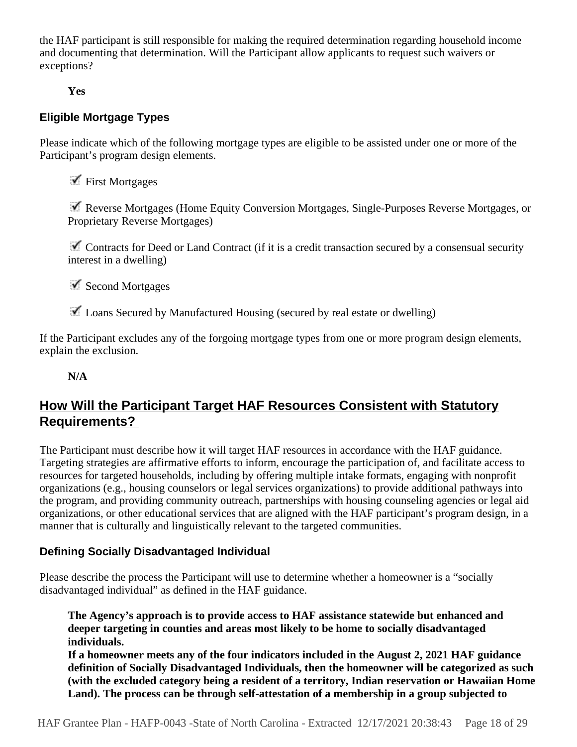the HAF participant is still responsible for making the required determination regarding household income and documenting that determination. Will the Participant allow applicants to request such waivers or exceptions?

**Yes**

### Eligible Mortgage Types

Please indicate which of the following mortgage types are eligible to be assisted under one or more of the Participant's program design elements.

- ☑ First Mortgages
- ☑ Reverse Mortgages (Home Equity Conversion Mortgages, Single-Purposes Reverse Mortgages, or Proprietary Reverse Mortgages)
- ☑ Contracts for Deed or Land Contract (if it is a credit transaction secured by a consensual security interest in a dwelling)
- ☑ Second Mortgages
- ☑ Loans Secured by Manufactured Housing (secured by real estate or dwelling)

If the Participant excludes any of the forgoing mortgage types from one or more program design elements, explain the exclusion.

**N/A**

## How Will the Participant Target HAF Resources Consistent with Statutory Requirements?

The Participant must describe how it will target HAF resources in accordance with the HAF guidance. Targeting strategies are affirmative efforts to inform, encourage the participation of, and facilitate access to resources for targeted households, including by offering multiple intake formats, engaging with nonprofit organizations (e.g., housing counselors or legal services organizations) to provide additional pathways into the program, and providing community outreach, partnerships with housing counseling agencies or legal aid organizations, or other educational services that are aligned with the HAF participant's program design, in a manner that is culturally and linguistically relevant to the targeted communities.

### Defining Socially Disadvantaged Individual

Please describe the process the Participant will use to determine whether a homeowner is a "socially disadvantaged individual" as defined in the HAF guidance.

**The Agency's approach is to provide access to HAF assistance statewide but enhanced and deeper targeting in counties and areas most likely to be home to socially disadvantaged individuals.**
**If a homeowner meets any of the four indicators included in the August 2, 2021 HAF guidance definition of Socially Disadvantaged Individuals, then the homeowner will be categorized as such (with the excluded category being a resident of a territory, Indian reservation or Hawaiian Home Land). The process can be through self-attestation of a membership in a group subjected to**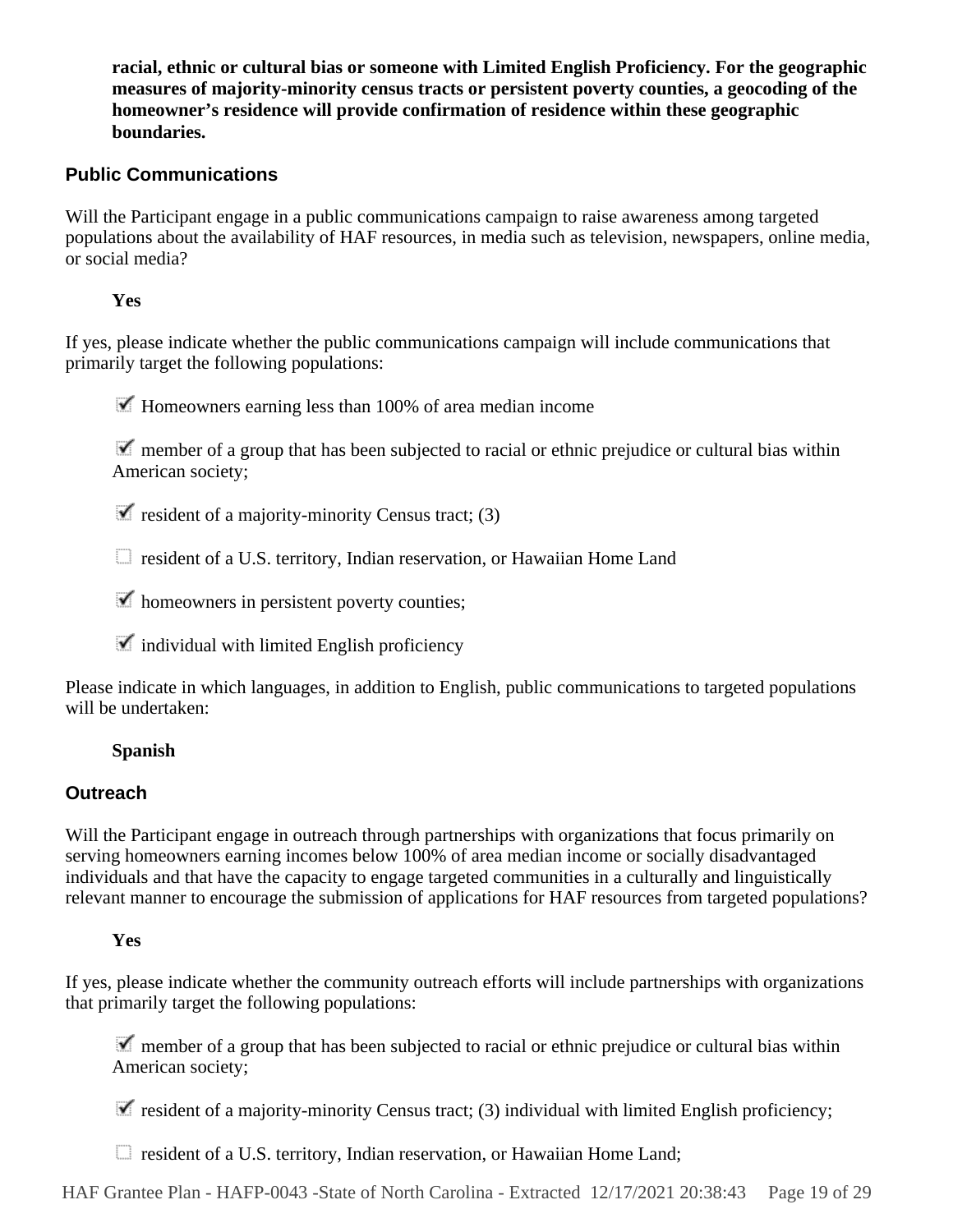**racial, ethnic or cultural bias or someone with Limited English Proficiency. For the geographic measures of majority-minority census tracts or persistent poverty counties, a geocoding of the homeowner's residence will provide confirmation of residence within these geographic boundaries.**

## Public Communications

Will the Participant engage in a public communications campaign to raise awareness among targeted populations about the availability of HAF resources, in media such as television, newspapers, online media, or social media?

**Yes**

If yes, please indicate whether the public communications campaign will include communications that primarily target the following populations:

- [x] Homeowners earning less than 100% of area median income
- [x] member of a group that has been subjected to racial or ethnic prejudice or cultural bias within American society;
- [x] resident of a majority-minority Census tract; (3)
- [ ] resident of a U.S. territory, Indian reservation, or Hawaiian Home Land
- [x] homeowners in persistent poverty counties;
- [x] individual with limited English proficiency

Please indicate in which languages, in addition to English, public communications to targeted populations will be undertaken:

**Spanish**

## Outreach

Will the Participant engage in outreach through partnerships with organizations that focus primarily on serving homeowners earning incomes below 100% of area median income or socially disadvantaged individuals and that have the capacity to engage targeted communities in a culturally and linguistically relevant manner to encourage the submission of applications for HAF resources from targeted populations?

**Yes**

If yes, please indicate whether the community outreach efforts will include partnerships with organizations that primarily target the following populations:

- [x] member of a group that has been subjected to racial or ethnic prejudice or cultural bias within American society;
- [x] resident of a majority-minority Census tract; (3) individual with limited English proficiency;
- [ ] resident of a U.S. territory, Indian reservation, or Hawaiian Home Land;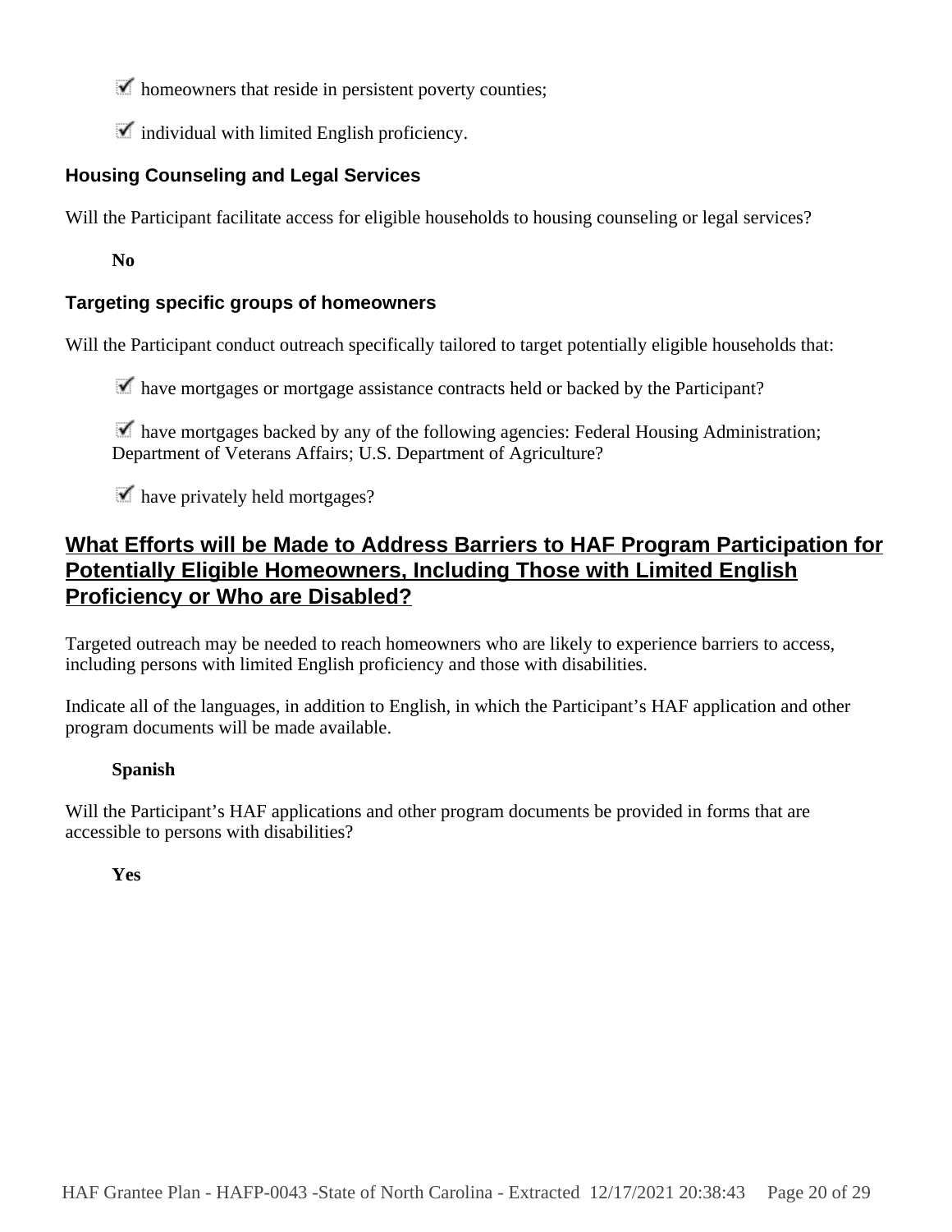- [x] homeowners that reside in persistent poverty counties;

- [x] individual with limited English proficiency.

### Housing Counseling and Legal Services

Will the Participant facilitate access for eligible households to housing counseling or legal services?

**No**

### Targeting specific groups of homeowners

Will the Participant conduct outreach specifically tailored to target potentially eligible households that:

- [x] have mortgages or mortgage assistance contracts held or backed by the Participant?

- [x] have mortgages backed by any of the following agencies: Federal Housing Administration; Department of Veterans Affairs; U.S. Department of Agriculture?

- [x] have privately held mortgages?

## What Efforts will be Made to Address Barriers to HAF Program Participation for Potentially Eligible Homeowners, Including Those with Limited English Proficiency or Who are Disabled?

Targeted outreach may be needed to reach homeowners who are likely to experience barriers to access, including persons with limited English proficiency and those with disabilities.

Indicate all of the languages, in addition to English, in which the Participant's HAF application and other program documents will be made available.

**Spanish**

Will the Participant's HAF applications and other program documents be provided in forms that are accessible to persons with disabilities?

**Yes**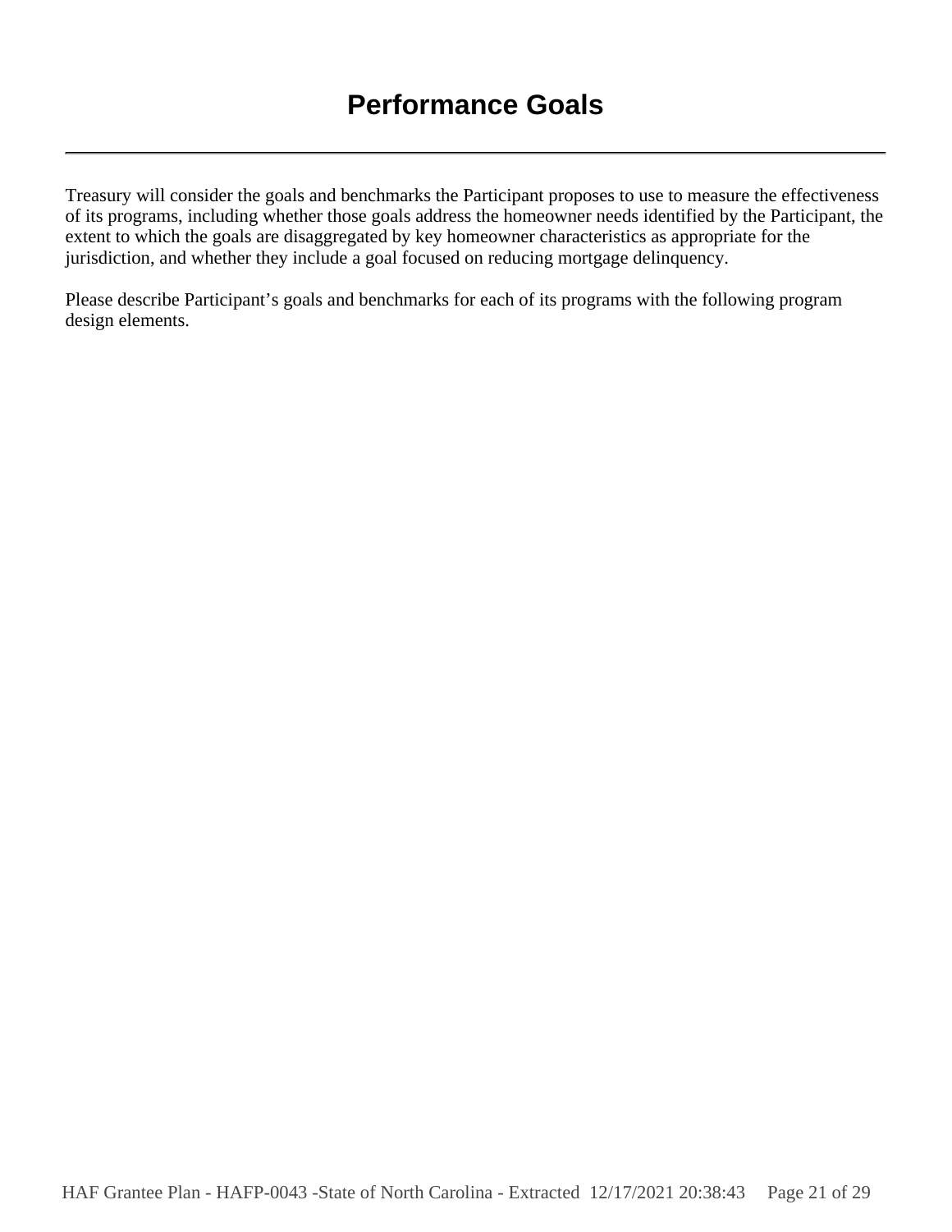# Performance Goals

---

Treasury will consider the goals and benchmarks the Participant proposes to use to measure the effectiveness of its programs, including whether those goals address the homeowner needs identified by the Participant, the extent to which the goals are disaggregated by key homeowner characteristics as appropriate for the jurisdiction, and whether they include a goal focused on reducing mortgage delinquency.

Please describe Participant's goals and benchmarks for each of its programs with the following program design elements.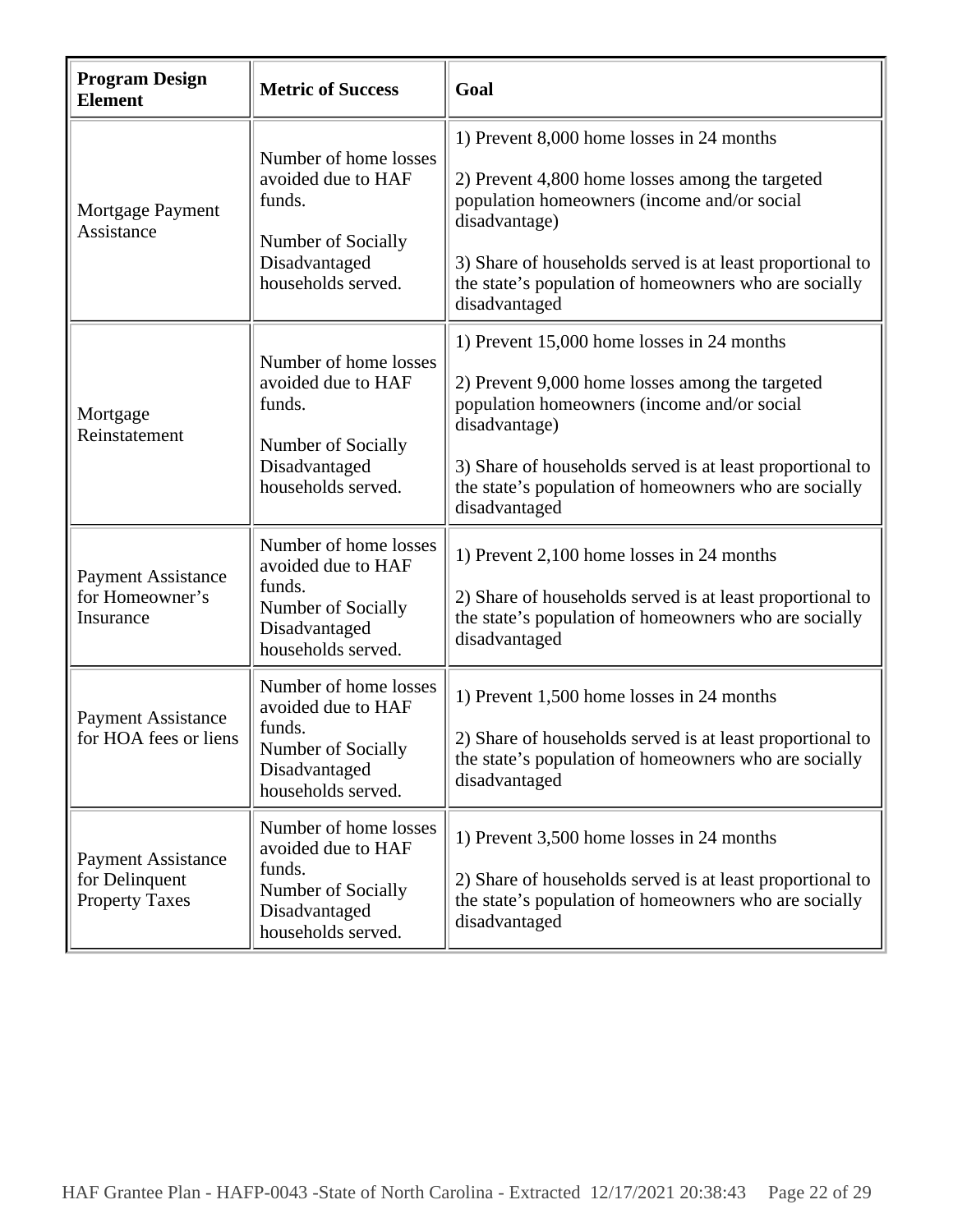| **Program Design Element** | **Metric of Success** | **Goal** |
|---|---|---|
| Mortgage Payment Assistance | Number of home losses avoided due to HAF funds.<br><br>Number of Socially Disadvantaged households served. | 1) Prevent 8,000 home losses in 24 months<br><br>2) Prevent 4,800 home losses among the targeted population homeowners (income and/or social disadvantage)<br><br>3) Share of households served is at least proportional to the state's population of homeowners who are socially disadvantaged |
| Mortgage Reinstatement | Number of home losses avoided due to HAF funds.<br><br>Number of Socially Disadvantaged households served. | 1) Prevent 15,000 home losses in 24 months<br><br>2) Prevent 9,000 home losses among the targeted population homeowners (income and/or social disadvantage)<br><br>3) Share of households served is at least proportional to the state's population of homeowners who are socially disadvantaged |
| Payment Assistance for Homeowner's Insurance | Number of home losses avoided due to HAF funds.<br>Number of Socially Disadvantaged households served. | 1) Prevent 2,100 home losses in 24 months<br><br>2) Share of households served is at least proportional to the state's population of homeowners who are socially disadvantaged |
| Payment Assistance for HOA fees or liens | Number of home losses avoided due to HAF funds.<br>Number of Socially Disadvantaged households served. | 1) Prevent 1,500 home losses in 24 months<br><br>2) Share of households served is at least proportional to the state's population of homeowners who are socially disadvantaged |
| Payment Assistance for Delinquent Property Taxes | Number of home losses avoided due to HAF funds.<br>Number of Socially Disadvantaged households served. | 1) Prevent 3,500 home losses in 24 months<br><br>2) Share of households served is at least proportional to the state's population of homeowners who are socially disadvantaged |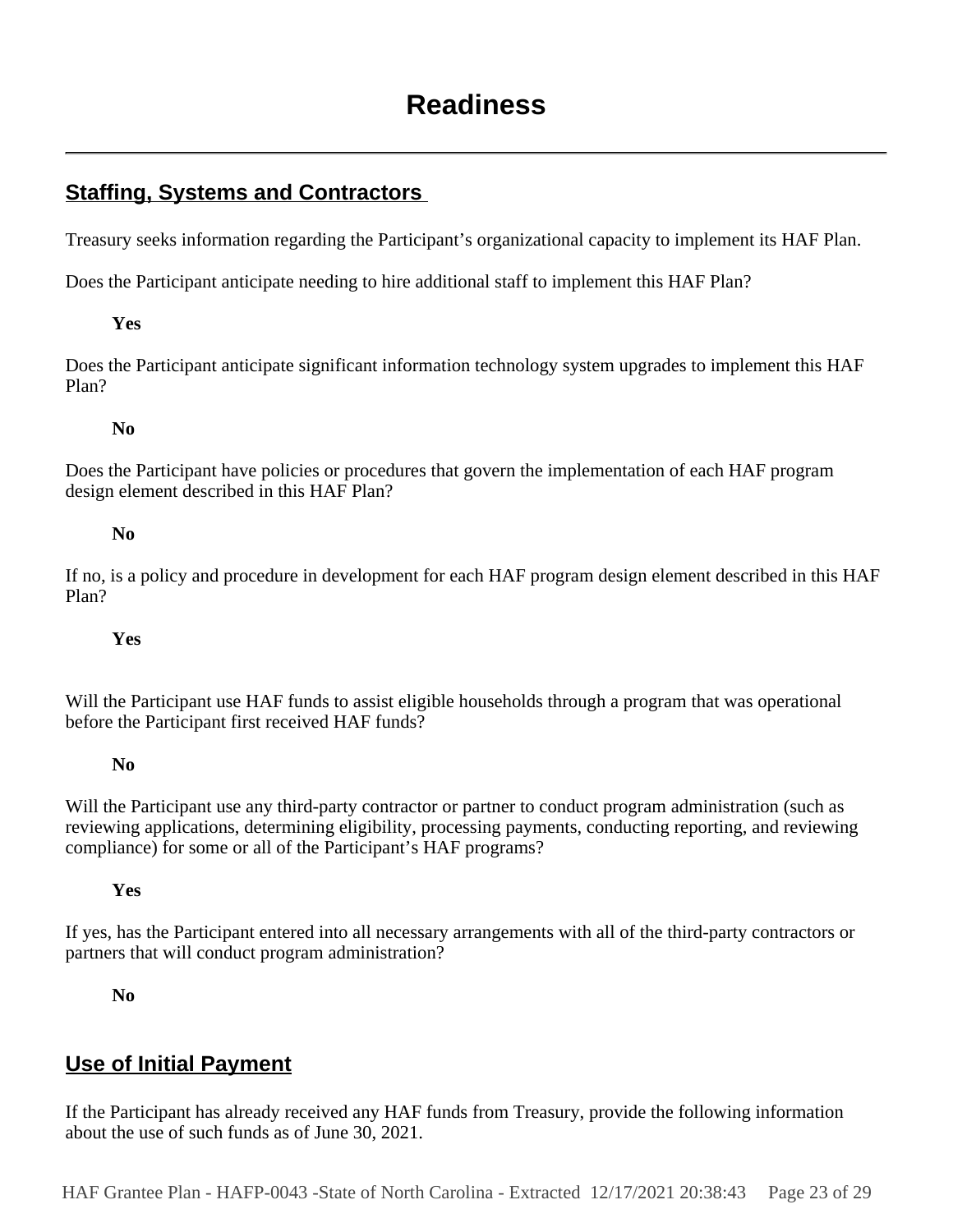# Readiness

## Staffing, Systems and Contractors

Treasury seeks information regarding the Participant's organizational capacity to implement its HAF Plan.

Does the Participant anticipate needing to hire additional staff to implement this HAF Plan?

**Yes**

Does the Participant anticipate significant information technology system upgrades to implement this HAF Plan?

**No**

Does the Participant have policies or procedures that govern the implementation of each HAF program design element described in this HAF Plan?

**No**

If no, is a policy and procedure in development for each HAF program design element described in this HAF Plan?

**Yes**

Will the Participant use HAF funds to assist eligible households through a program that was operational before the Participant first received HAF funds?

**No**

Will the Participant use any third-party contractor or partner to conduct program administration (such as reviewing applications, determining eligibility, processing payments, conducting reporting, and reviewing compliance) for some or all of the Participant's HAF programs?

**Yes**

If yes, has the Participant entered into all necessary arrangements with all of the third-party contractors or partners that will conduct program administration?

**No**

## Use of Initial Payment

If the Participant has already received any HAF funds from Treasury, provide the following information about the use of such funds as of June 30, 2021.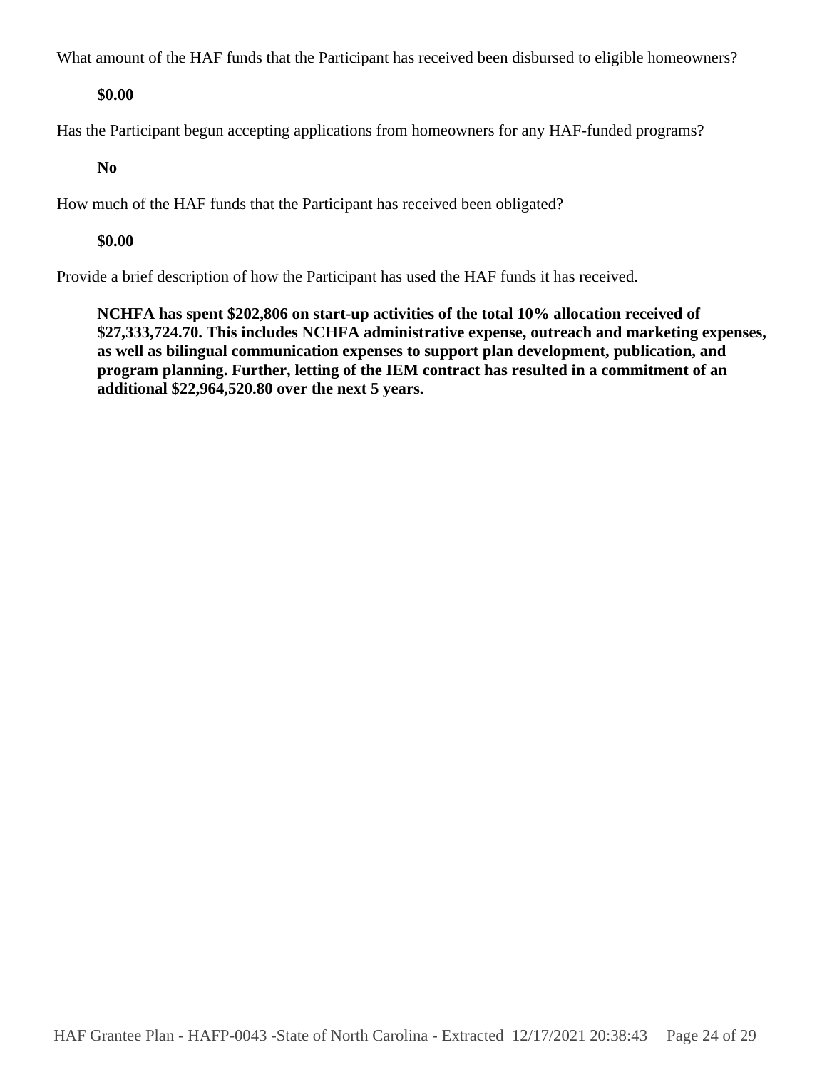What amount of the HAF funds that the Participant has received been disbursed to eligible homeowners?

**$0.00**

Has the Participant begun accepting applications from homeowners for any HAF-funded programs?

**No**

How much of the HAF funds that the Participant has received been obligated?

**$0.00**

Provide a brief description of how the Participant has used the HAF funds it has received.

**NCHFA has spent $202,806 on start-up activities of the total 10% allocation received of $27,333,724.70. This includes NCHFA administrative expense, outreach and marketing expenses, as well as bilingual communication expenses to support plan development, publication, and program planning. Further, letting of the IEM contract has resulted in a commitment of an additional $22,964,520.80 over the next 5 years.**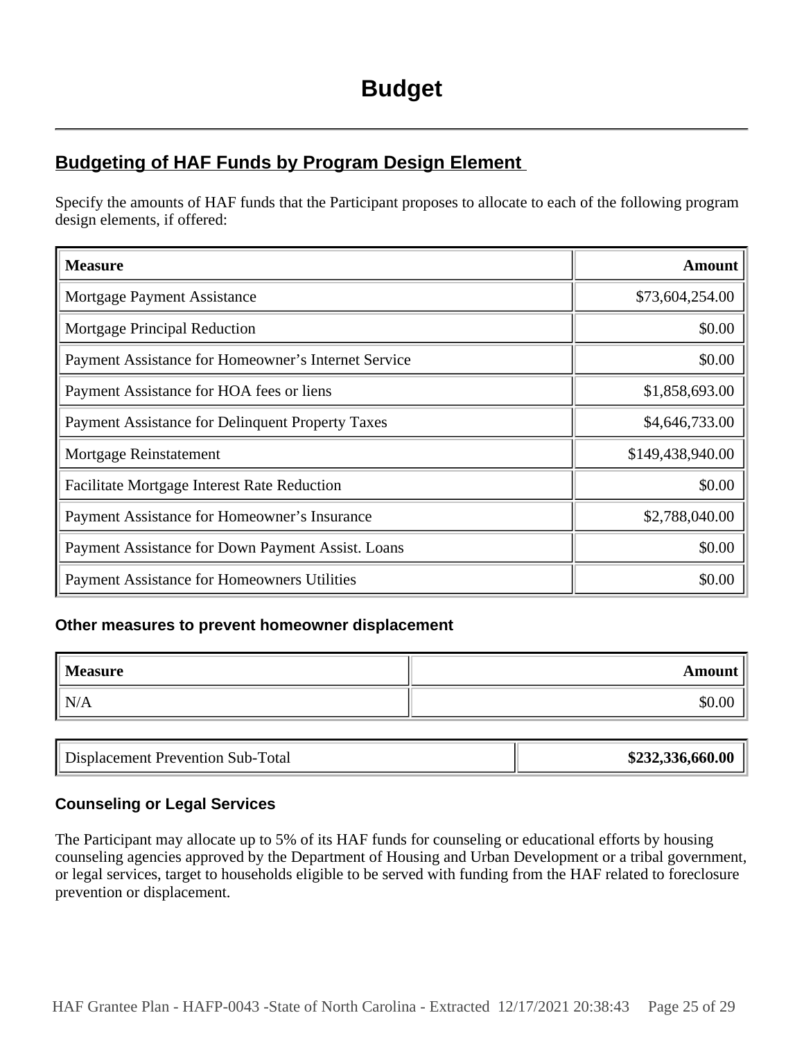# Budget

## Budgeting of HAF Funds by Program Design Element

Specify the amounts of HAF funds that the Participant proposes to allocate to each of the following program design elements, if offered:

| Measure | Amount |
| --- | ---: |
| Mortgage Payment Assistance | $73,604,254.00 |
| Mortgage Principal Reduction | $0.00 |
| Payment Assistance for Homeowner’s Internet Service | $0.00 |
| Payment Assistance for HOA fees or liens | $1,858,693.00 |
| Payment Assistance for Delinquent Property Taxes | $4,646,733.00 |
| Mortgage Reinstatement | $149,438,940.00 |
| Facilitate Mortgage Interest Rate Reduction | $0.00 |
| Payment Assistance for Homeowner’s Insurance | $2,788,040.00 |
| Payment Assistance for Down Payment Assist. Loans | $0.00 |
| Payment Assistance for Homeowners Utilities | $0.00 |

### Other measures to prevent homeowner displacement

| Measure | Amount |
| --- | ---: |
| N/A | $0.00 |

| Displacement Prevention Sub-Total | **$232,336,660.00** |
| --- | ---: |

### Counseling or Legal Services

The Participant may allocate up to 5% of its HAF funds for counseling or educational efforts by housing counseling agencies approved by the Department of Housing and Urban Development or a tribal government, or legal services, target to households eligible to be served with funding from the HAF related to foreclosure prevention or displacement.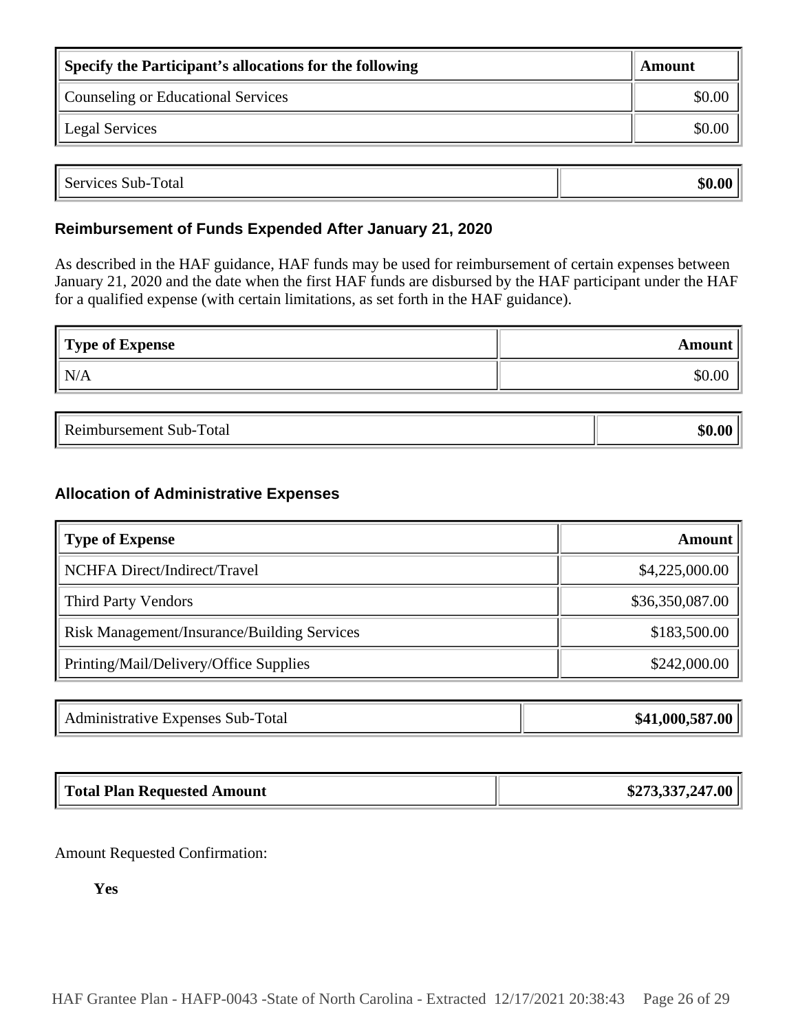| Specify the Participant's allocations for the following | Amount |
|---|---|
| Counseling or Educational Services | $0.00 |
| Legal Services | $0.00 |

| Services Sub-Total | **$0.00** |
|---|---|

### Reimbursement of Funds Expended After January 21, 2020

As described in the HAF guidance, HAF funds may be used for reimbursement of certain expenses between January 21, 2020 and the date when the first HAF funds are disbursed by the HAF participant under the HAF for a qualified expense (with certain limitations, as set forth in the HAF guidance).

| Type of Expense | Amount |
|---|---|
| N/A | $0.00 |

| Reimbursement Sub-Total | **$0.00** |
|---|---|

### Allocation of Administrative Expenses

| Type of Expense | Amount |
|---|---|
| NCHFA Direct/Indirect/Travel | $4,225,000.00 |
| Third Party Vendors | $36,350,087.00 |
| Risk Management/Insurance/Building Services | $183,500.00 |
| Printing/Mail/Delivery/Office Supplies | $242,000.00 |

| Administrative Expenses Sub-Total | **$41,000,587.00** |
|---|---|

| **Total Plan Requested Amount** | **$273,337,247.00** |
|---|---|

Amount Requested Confirmation:

**Yes**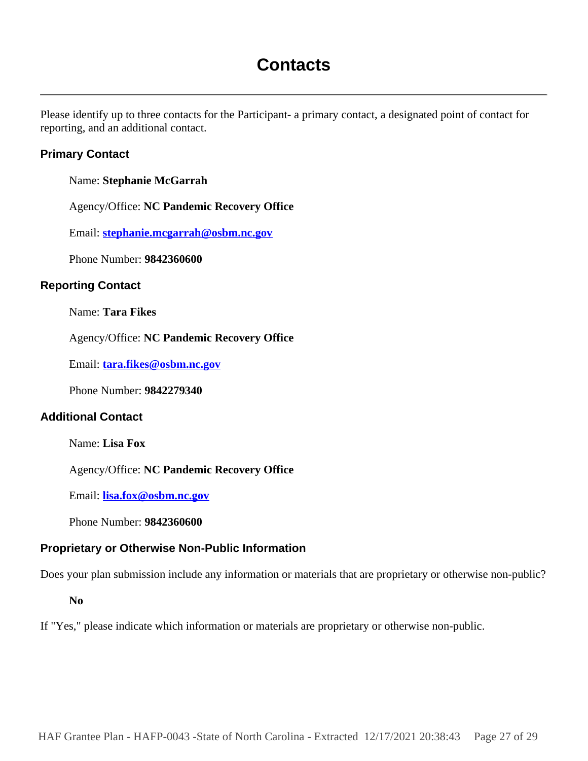# Contacts

Please identify up to three contacts for the Participant- a primary contact, a designated point of contact for reporting, and an additional contact.

### Primary Contact

Name: **Stephanie McGarrah**

Agency/Office: **NC Pandemic Recovery Office**

Email: **stephanie.mcgarrah@osbm.nc.gov**

Phone Number: **9842360600**

### Reporting Contact

Name: **Tara Fikes**

Agency/Office: **NC Pandemic Recovery Office**

Email: **tara.fikes@osbm.nc.gov**

Phone Number: **9842279340**

### Additional Contact

Name: **Lisa Fox**

Agency/Office: **NC Pandemic Recovery Office**

Email: **lisa.fox@osbm.nc.gov**

Phone Number: **9842360600**

### Proprietary or Otherwise Non-Public Information

Does your plan submission include any information or materials that are proprietary or otherwise non-public?

**No**

If "Yes," please indicate which information or materials are proprietary or otherwise non-public.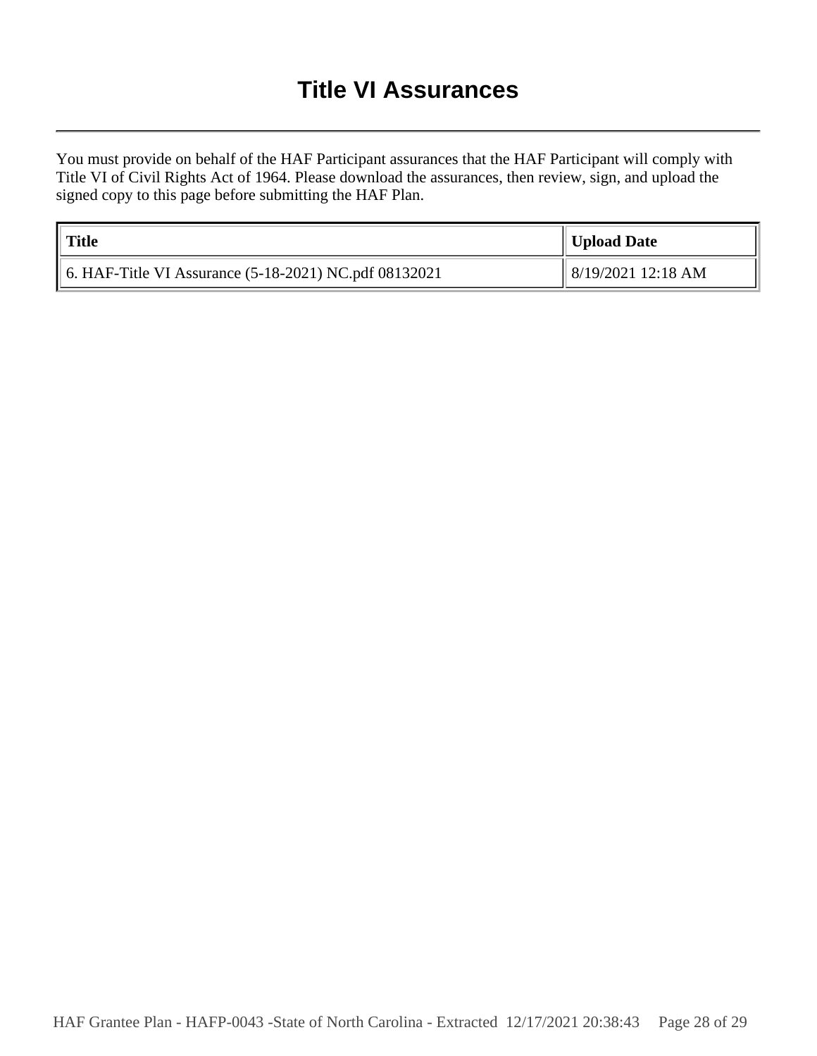# Title VI Assurances

You must provide on behalf of the HAF Participant assurances that the HAF Participant will comply with Title VI of Civil Rights Act of 1964. Please download the assurances, then review, sign, and upload the signed copy to this page before submitting the HAF Plan.

| Title | Upload Date |
| --- | --- |
| 6. HAF-Title VI Assurance (5-18-2021) NC.pdf 08132021 | 8/19/2021 12:18 AM |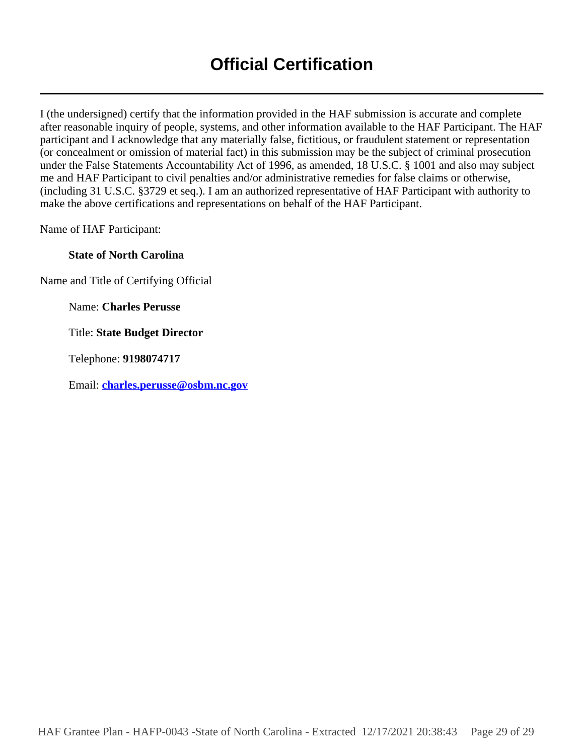# Official Certification

I (the undersigned) certify that the information provided in the HAF submission is accurate and complete after reasonable inquiry of people, systems, and other information available to the HAF Participant. The HAF participant and I acknowledge that any materially false, fictitious, or fraudulent statement or representation (or concealment or omission of material fact) in this submission may be the subject of criminal prosecution under the False Statements Accountability Act of 1996, as amended, 18 U.S.C. § 1001 and also may subject me and HAF Participant to civil penalties and/or administrative remedies for false claims or otherwise, (including 31 U.S.C. §3729 et seq.). I am an authorized representative of HAF Participant with authority to make the above certifications and representations on behalf of the HAF Participant.

Name of HAF Participant:

**State of North Carolina**

Name and Title of Certifying Official

Name: **Charles Perusse**

Title: **State Budget Director**

Telephone: **9198074717**

Email: **charles.perusse@osbm.nc.gov**